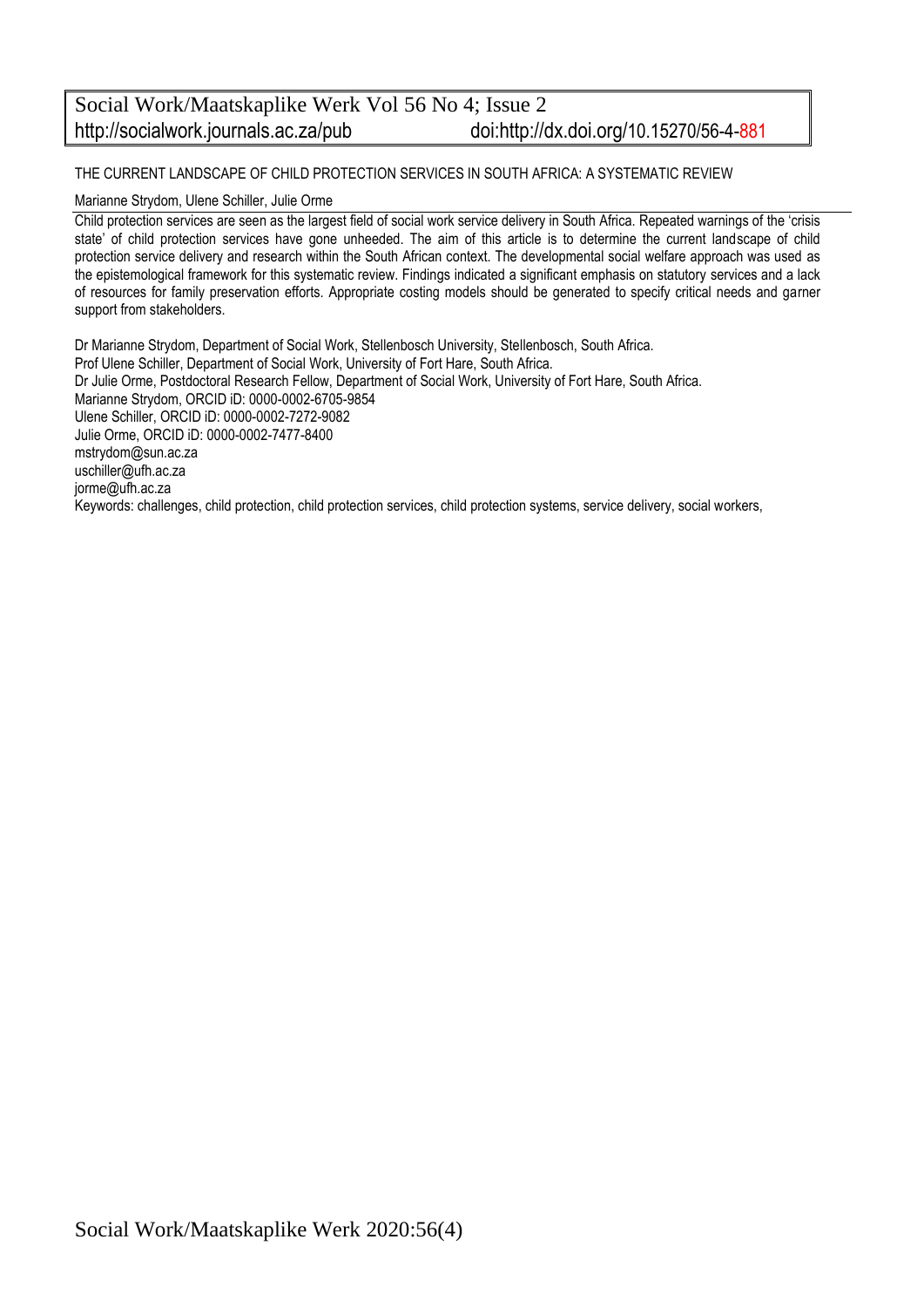THE CURRENT LANDSCAPE OF CHILD PROTECTION SERVICES IN SOUTH AFRICA: A SYSTEMATIC REVIEW

Marianne Strydom, Ulene Schiller, Julie Orme

Child protection services are seen as the largest field of social work service delivery in South Africa. Repeated warnings of the 'crisis state' of child protection services have gone unheeded. The aim of this article is to determine the current landscape of child protection service delivery and research within the South African context. The developmental social welfare approach was used as the epistemological framework for this systematic review. Findings indicated a significant emphasis on statutory services and a lack of resources for family preservation efforts. Appropriate costing models should be generated to specify critical needs and garner support from stakeholders.

Dr Marianne Strydom, Department of Social Work, Stellenbosch University, Stellenbosch, South Africa.
Prof Ulene Schiller, Department of Social Work, University of Fort Hare, South Africa.
Dr Julie Orme, Postdoctoral Research Fellow, Department of Social Work, University of Fort Hare, South Africa.
Marianne Strydom, ORCID iD: 0000-0002-6705-9854
Ulene Schiller, ORCID iD: 0000-0002-7272-9082
Julie Orme, ORCID iD: 0000-0002-7477-8400
mstrydom@sun.ac.za
uschiller@ufh.ac.za
jorme@ufh.ac.za

Keywords: challenges, child protection, child protection services, child protection systems, service delivery, social workers,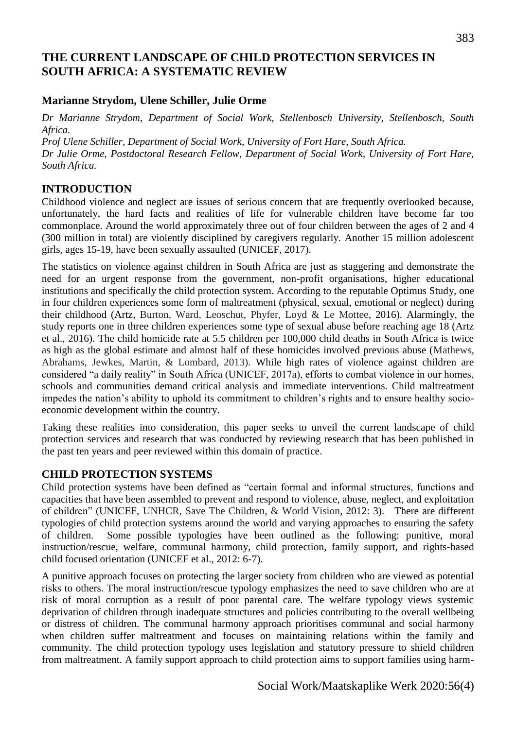# THE CURRENT LANDSCAPE OF CHILD PROTECTION SERVICES IN SOUTH AFRICA: A SYSTEMATIC REVIEW

**Marianne Strydom, Ulene Schiller, Julie Orme**

*Dr Marianne Strydom, Department of Social Work, Stellenbosch University, Stellenbosch, South Africa.*

*Prof Ulene Schiller, Department of Social Work, University of Fort Hare, South Africa.*

*Dr Julie Orme, Postdoctoral Research Fellow, Department of Social Work, University of Fort Hare, South Africa.*

## INTRODUCTION

Childhood violence and neglect are issues of serious concern that are frequently overlooked because, unfortunately, the hard facts and realities of life for vulnerable children have become far too commonplace. Around the world approximately three out of four children between the ages of 2 and 4 (300 million in total) are violently disciplined by caregivers regularly. Another 15 million adolescent girls, ages 15-19, have been sexually assaulted (UNICEF, 2017).

The statistics on violence against children in South Africa are just as staggering and demonstrate the need for an urgent response from the government, non-profit organisations, higher educational institutions and specifically the child protection system. According to the reputable Optimus Study, one in four children experiences some form of maltreatment (physical, sexual, emotional or neglect) during their childhood (Artz, Burton, Ward, Leoschut, Phyfer, Loyd & Le Mottee, 2016). Alarmingly, the study reports one in three children experiences some type of sexual abuse before reaching age 18 (Artz et al., 2016). The child homicide rate at 5.5 children per 100,000 child deaths in South Africa is twice as high as the global estimate and almost half of these homicides involved previous abuse (Mathews, Abrahams, Jewkes, Martin, & Lombard, 2013). While high rates of violence against children are considered "a daily reality" in South Africa (UNICEF, 2017a), efforts to combat violence in our homes, schools and communities demand critical analysis and immediate interventions. Child maltreatment impedes the nation's ability to uphold its commitment to children's rights and to ensure healthy socio-economic development within the country.

Taking these realities into consideration, this paper seeks to unveil the current landscape of child protection services and research that was conducted by reviewing research that has been published in the past ten years and peer reviewed within this domain of practice.

## CHILD PROTECTION SYSTEMS

Child protection systems have been defined as "certain formal and informal structures, functions and capacities that have been assembled to prevent and respond to violence, abuse, neglect, and exploitation of children" (UNICEF, UNHCR, Save The Children, & World Vision, 2012: 3). There are different typologies of child protection systems around the world and varying approaches to ensuring the safety of children. Some possible typologies have been outlined as the following: punitive, moral instruction/rescue, welfare, communal harmony, child protection, family support, and rights-based child focused orientation (UNICEF et al., 2012: 6-7).

A punitive approach focuses on protecting the larger society from children who are viewed as potential risks to others. The moral instruction/rescue typology emphasizes the need to save children who are at risk of moral corruption as a result of poor parental care. The welfare typology views systemic deprivation of children through inadequate structures and policies contributing to the overall wellbeing or distress of children. The communal harmony approach prioritises communal and social harmony when children suffer maltreatment and focuses on maintaining relations within the family and community. The child protection typology uses legislation and statutory pressure to shield children from maltreatment. A family support approach to child protection aims to support families using harm-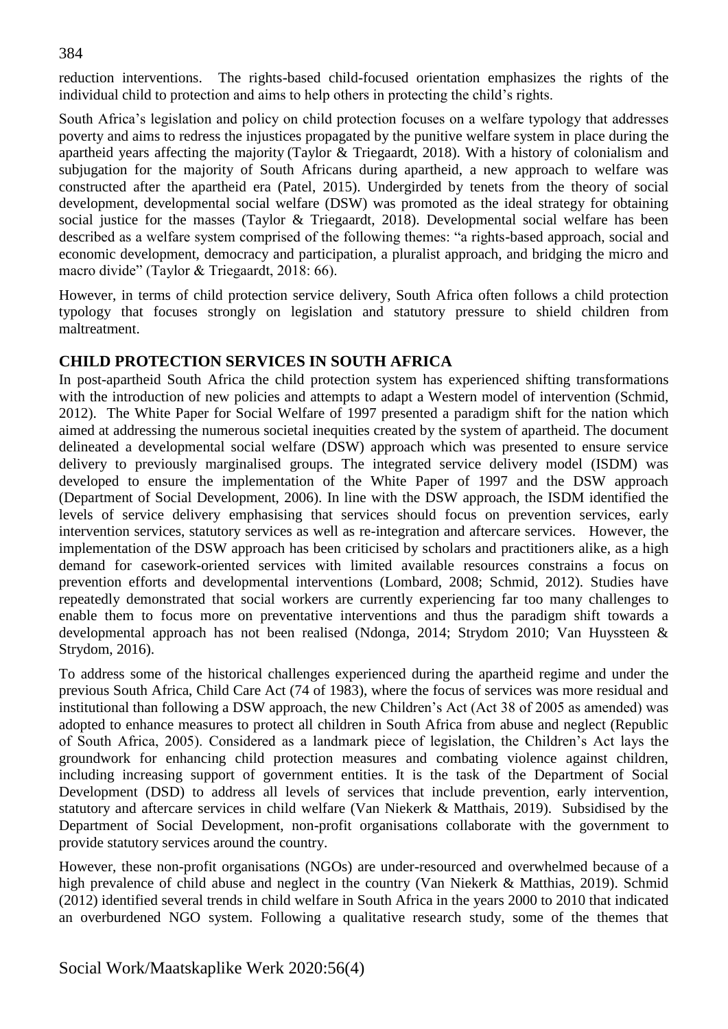reduction interventions. The rights-based child-focused orientation emphasizes the rights of the individual child to protection and aims to help others in protecting the child's rights.

South Africa's legislation and policy on child protection focuses on a welfare typology that addresses poverty and aims to redress the injustices propagated by the punitive welfare system in place during the apartheid years affecting the majority (Taylor & Triegaardt, 2018). With a history of colonialism and subjugation for the majority of South Africans during apartheid, a new approach to welfare was constructed after the apartheid era (Patel, 2015). Undergirded by tenets from the theory of social development, developmental social welfare (DSW) was promoted as the ideal strategy for obtaining social justice for the masses (Taylor & Triegaardt, 2018). Developmental social welfare has been described as a welfare system comprised of the following themes: "a rights-based approach, social and economic development, democracy and participation, a pluralist approach, and bridging the micro and macro divide" (Taylor & Triegaardt, 2018: 66).

However, in terms of child protection service delivery, South Africa often follows a child protection typology that focuses strongly on legislation and statutory pressure to shield children from maltreatment.

## CHILD PROTECTION SERVICES IN SOUTH AFRICA

In post-apartheid South Africa the child protection system has experienced shifting transformations with the introduction of new policies and attempts to adapt a Western model of intervention (Schmid, 2012). The White Paper for Social Welfare of 1997 presented a paradigm shift for the nation which aimed at addressing the numerous societal inequities created by the system of apartheid. The document delineated a developmental social welfare (DSW) approach which was presented to ensure service delivery to previously marginalised groups. The integrated service delivery model (ISDM) was developed to ensure the implementation of the White Paper of 1997 and the DSW approach (Department of Social Development, 2006). In line with the DSW approach, the ISDM identified the levels of service delivery emphasising that services should focus on prevention services, early intervention services, statutory services as well as re-integration and aftercare services. However, the implementation of the DSW approach has been criticised by scholars and practitioners alike, as a high demand for casework-oriented services with limited available resources constrains a focus on prevention efforts and developmental interventions (Lombard, 2008; Schmid, 2012). Studies have repeatedly demonstrated that social workers are currently experiencing far too many challenges to enable them to focus more on preventative interventions and thus the paradigm shift towards a developmental approach has not been realised (Ndonga, 2014; Strydom 2010; Van Huyssteen & Strydom, 2016).

To address some of the historical challenges experienced during the apartheid regime and under the previous South Africa, Child Care Act (74 of 1983), where the focus of services was more residual and institutional than following a DSW approach, the new Children's Act (Act 38 of 2005 as amended) was adopted to enhance measures to protect all children in South Africa from abuse and neglect (Republic of South Africa, 2005). Considered as a landmark piece of legislation, the Children's Act lays the groundwork for enhancing child protection measures and combating violence against children, including increasing support of government entities. It is the task of the Department of Social Development (DSD) to address all levels of services that include prevention, early intervention, statutory and aftercare services in child welfare (Van Niekerk & Matthais, 2019). Subsidised by the Department of Social Development, non-profit organisations collaborate with the government to provide statutory services around the country.

However, these non-profit organisations (NGOs) are under-resourced and overwhelmed because of a high prevalence of child abuse and neglect in the country (Van Niekerk & Matthias, 2019). Schmid (2012) identified several trends in child welfare in South Africa in the years 2000 to 2010 that indicated an overburdened NGO system. Following a qualitative research study, some of the themes that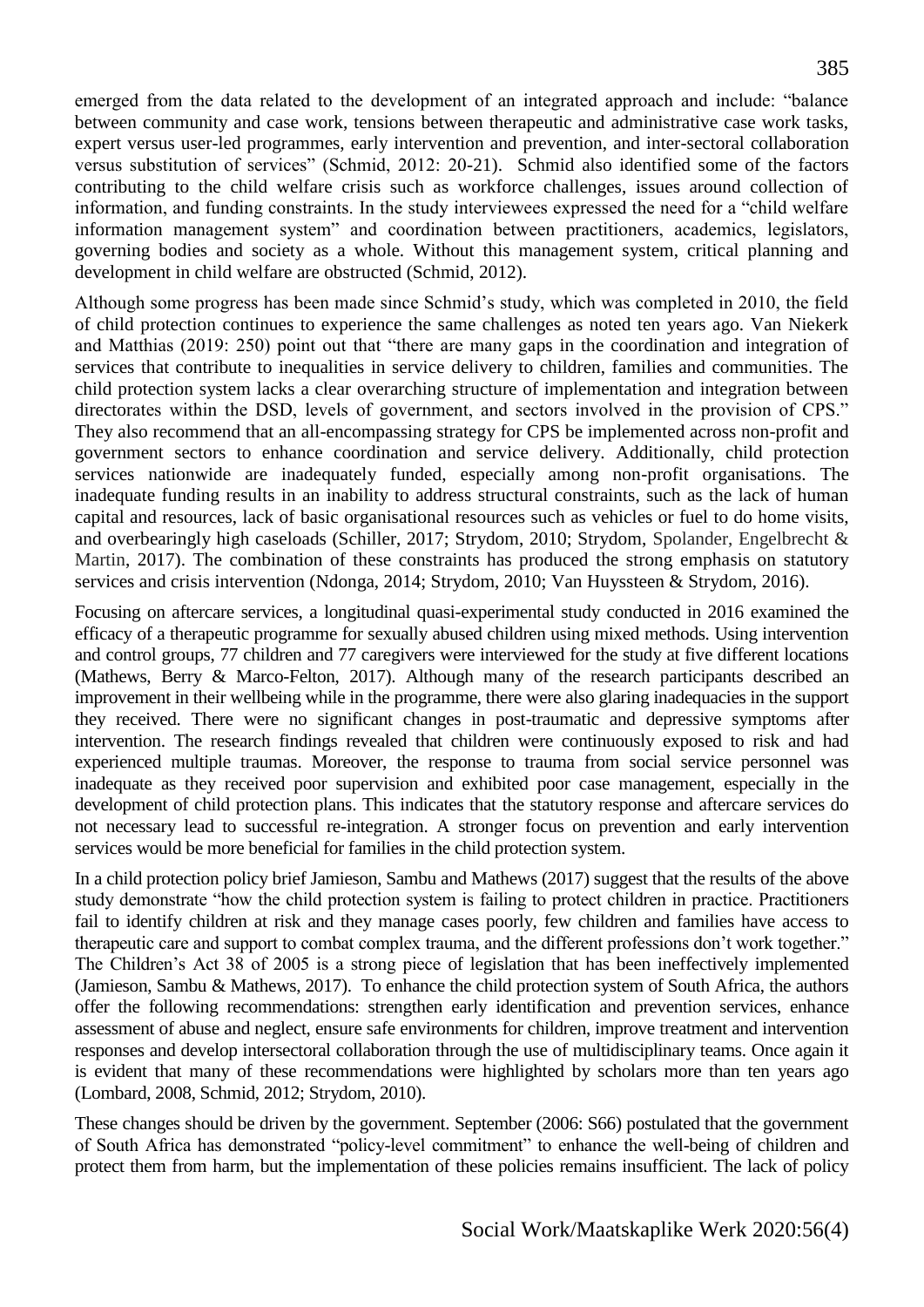emerged from the data related to the development of an integrated approach and include: "balance between community and case work, tensions between therapeutic and administrative case work tasks, expert versus user-led programmes, early intervention and prevention, and inter-sectoral collaboration versus substitution of services" (Schmid, 2012: 20-21). Schmid also identified some of the factors contributing to the child welfare crisis such as workforce challenges, issues around collection of information, and funding constraints. In the study interviewees expressed the need for a "child welfare information management system" and coordination between practitioners, academics, legislators, governing bodies and society as a whole. Without this management system, critical planning and development in child welfare are obstructed (Schmid, 2012).

Although some progress has been made since Schmid's study, which was completed in 2010, the field of child protection continues to experience the same challenges as noted ten years ago. Van Niekerk and Matthias (2019: 250) point out that "there are many gaps in the coordination and integration of services that contribute to inequalities in service delivery to children, families and communities. The child protection system lacks a clear overarching structure of implementation and integration between directorates within the DSD, levels of government, and sectors involved in the provision of CPS." They also recommend that an all-encompassing strategy for CPS be implemented across non-profit and government sectors to enhance coordination and service delivery. Additionally, child protection services nationwide are inadequately funded, especially among non-profit organisations. The inadequate funding results in an inability to address structural constraints, such as the lack of human capital and resources, lack of basic organisational resources such as vehicles or fuel to do home visits, and overbearingly high caseloads (Schiller, 2017; Strydom, 2010; Strydom, Spolander, Engelbrecht & Martin, 2017). The combination of these constraints has produced the strong emphasis on statutory services and crisis intervention (Ndonga, 2014; Strydom, 2010; Van Huyssteen & Strydom, 2016).

Focusing on aftercare services, a longitudinal quasi-experimental study conducted in 2016 examined the efficacy of a therapeutic programme for sexually abused children using mixed methods. Using intervention and control groups, 77 children and 77 caregivers were interviewed for the study at five different locations (Mathews, Berry & Marco-Felton, 2017). Although many of the research participants described an improvement in their wellbeing while in the programme, there were also glaring inadequacies in the support they received. There were no significant changes in post-traumatic and depressive symptoms after intervention. The research findings revealed that children were continuously exposed to risk and had experienced multiple traumas. Moreover, the response to trauma from social service personnel was inadequate as they received poor supervision and exhibited poor case management, especially in the development of child protection plans. This indicates that the statutory response and aftercare services do not necessary lead to successful re-integration. A stronger focus on prevention and early intervention services would be more beneficial for families in the child protection system.

In a child protection policy brief Jamieson, Sambu and Mathews (2017) suggest that the results of the above study demonstrate "how the child protection system is failing to protect children in practice. Practitioners fail to identify children at risk and they manage cases poorly, few children and families have access to therapeutic care and support to combat complex trauma, and the different professions don't work together." The Children's Act 38 of 2005 is a strong piece of legislation that has been ineffectively implemented (Jamieson, Sambu & Mathews, 2017). To enhance the child protection system of South Africa, the authors offer the following recommendations: strengthen early identification and prevention services, enhance assessment of abuse and neglect, ensure safe environments for children, improve treatment and intervention responses and develop intersectoral collaboration through the use of multidisciplinary teams. Once again it is evident that many of these recommendations were highlighted by scholars more than ten years ago (Lombard, 2008, Schmid, 2012; Strydom, 2010).

These changes should be driven by the government. September (2006: S66) postulated that the government of South Africa has demonstrated "policy-level commitment" to enhance the well-being of children and protect them from harm, but the implementation of these policies remains insufficient. The lack of policy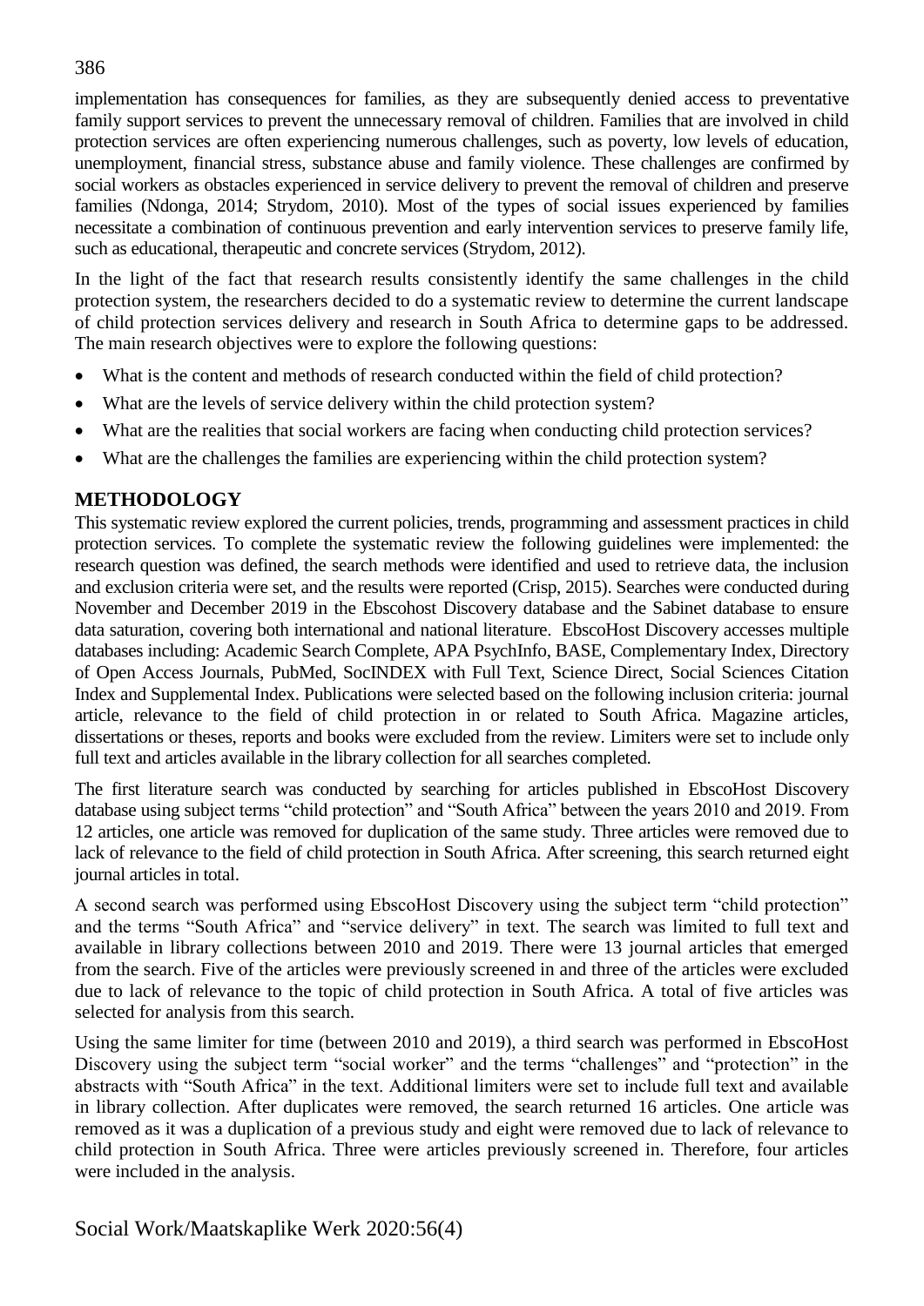implementation has consequences for families, as they are subsequently denied access to preventative family support services to prevent the unnecessary removal of children. Families that are involved in child protection services are often experiencing numerous challenges, such as poverty, low levels of education, unemployment, financial stress, substance abuse and family violence. These challenges are confirmed by social workers as obstacles experienced in service delivery to prevent the removal of children and preserve families (Ndonga, 2014; Strydom, 2010). Most of the types of social issues experienced by families necessitate a combination of continuous prevention and early intervention services to preserve family life, such as educational, therapeutic and concrete services (Strydom, 2012).

In the light of the fact that research results consistently identify the same challenges in the child protection system, the researchers decided to do a systematic review to determine the current landscape of child protection services delivery and research in South Africa to determine gaps to be addressed. The main research objectives were to explore the following questions:

- What is the content and methods of research conducted within the field of child protection?
- What are the levels of service delivery within the child protection system?
- What are the realities that social workers are facing when conducting child protection services?
- What are the challenges the families are experiencing within the child protection system?

## METHODOLOGY

This systematic review explored the current policies, trends, programming and assessment practices in child protection services. To complete the systematic review the following guidelines were implemented: the research question was defined, the search methods were identified and used to retrieve data, the inclusion and exclusion criteria were set, and the results were reported (Crisp, 2015). Searches were conducted during November and December 2019 in the Ebscohost Discovery database and the Sabinet database to ensure data saturation, covering both international and national literature. EbscoHost Discovery accesses multiple databases including: Academic Search Complete, APA PsychInfo, BASE, Complementary Index, Directory of Open Access Journals, PubMed, SocINDEX with Full Text, Science Direct, Social Sciences Citation Index and Supplemental Index. Publications were selected based on the following inclusion criteria: journal article, relevance to the field of child protection in or related to South Africa. Magazine articles, dissertations or theses, reports and books were excluded from the review. Limiters were set to include only full text and articles available in the library collection for all searches completed.

The first literature search was conducted by searching for articles published in EbscoHost Discovery database using subject terms "child protection" and "South Africa" between the years 2010 and 2019. From 12 articles, one article was removed for duplication of the same study. Three articles were removed due to lack of relevance to the field of child protection in South Africa. After screening, this search returned eight journal articles in total.

A second search was performed using EbscoHost Discovery using the subject term "child protection" and the terms "South Africa" and "service delivery" in text. The search was limited to full text and available in library collections between 2010 and 2019. There were 13 journal articles that emerged from the search. Five of the articles were previously screened in and three of the articles were excluded due to lack of relevance to the topic of child protection in South Africa. A total of five articles was selected for analysis from this search.

Using the same limiter for time (between 2010 and 2019), a third search was performed in EbscoHost Discovery using the subject term "social worker" and the terms "challenges" and "protection" in the abstracts with "South Africa" in the text. Additional limiters were set to include full text and available in library collection. After duplicates were removed, the search returned 16 articles. One article was removed as it was a duplication of a previous study and eight were removed due to lack of relevance to child protection in South Africa. Three were articles previously screened in. Therefore, four articles were included in the analysis.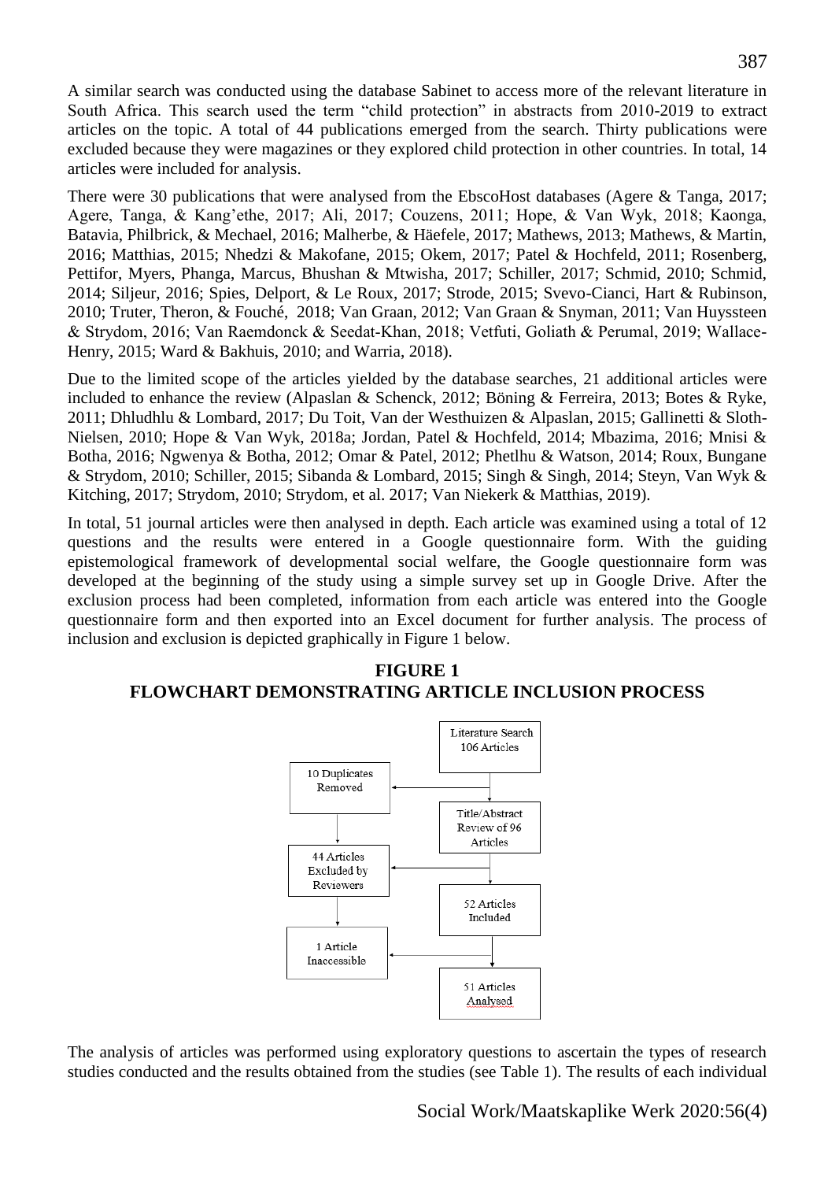A similar search was conducted using the database Sabinet to access more of the relevant literature in South Africa. This search used the term "child protection" in abstracts from 2010-2019 to extract articles on the topic. A total of 44 publications emerged from the search. Thirty publications were excluded because they were magazines or they explored child protection in other countries. In total, 14 articles were included for analysis.

There were 30 publications that were analysed from the EbscoHost databases (Agere & Tanga, 2017; Agere, Tanga, & Kang'ethe, 2017; Ali, 2017; Couzens, 2011; Hope, & Van Wyk, 2018; Kaonga, Batavia, Philbrick, & Mechael, 2016; Malherbe, & Häefele, 2017; Mathews, 2013; Mathews, & Martin, 2016; Matthias, 2015; Nhedzi & Makofane, 2015; Okem, 2017; Patel & Hochfeld, 2011; Rosenberg, Pettifor, Myers, Phanga, Marcus, Bhushan & Mtwisha, 2017; Schiller, 2017; Schmid, 2010; Schmid, 2014; Siljeur, 2016; Spies, Delport, & Le Roux, 2017; Strode, 2015; Svevo-Cianci, Hart & Rubinson, 2010; Truter, Theron, & Fouché, 2018; Van Graan, 2012; Van Graan & Snyman, 2011; Van Huyssteen & Strydom, 2016; Van Raemdonck & Seedat-Khan, 2018; Vetfuti, Goliath & Perumal, 2019; Wallace-Henry, 2015; Ward & Bakhuis, 2010; and Warria, 2018).

Due to the limited scope of the articles yielded by the database searches, 21 additional articles were included to enhance the review (Alpaslan & Schenck, 2012; Böning & Ferreira, 2013; Botes & Ryke, 2011; Dhludhlu & Lombard, 2017; Du Toit, Van der Westhuizen & Alpaslan, 2015; Gallinetti & Sloth-Nielsen, 2010; Hope & Van Wyk, 2018a; Jordan, Patel & Hochfeld, 2014; Mbazima, 2016; Mnisi & Botha, 2016; Ngwenya & Botha, 2012; Omar & Patel, 2012; Phetlhu & Watson, 2014; Roux, Bungane & Strydom, 2010; Schiller, 2015; Sibanda & Lombard, 2015; Singh & Singh, 2014; Steyn, Van Wyk & Kitching, 2017; Strydom, 2010; Strydom, et al. 2017; Van Niekerk & Matthias, 2019).

In total, 51 journal articles were then analysed in depth. Each article was examined using a total of 12 questions and the results were entered in a Google questionnaire form. With the guiding epistemological framework of developmental social welfare, the Google questionnaire form was developed at the beginning of the study using a simple survey set up in Google Drive. After the exclusion process had been completed, information from each article was entered into the Google questionnaire form and then exported into an Excel document for further analysis. The process of inclusion and exclusion is depicted graphically in Figure 1 below.

**FIGURE 1**
**FLOWCHART DEMONSTRATING ARTICLE INCLUSION PROCESS**

Literature Search 106 Articles → 10 Duplicates Removed → Title/Abstract Review of 96 Articles → 44 Articles Excluded by Reviewers → 52 Articles Included → 1 Article Inaccessible → 51 Articles Analysed

The analysis of articles was performed using exploratory questions to ascertain the types of research studies conducted and the results obtained from the studies (see Table 1). The results of each individual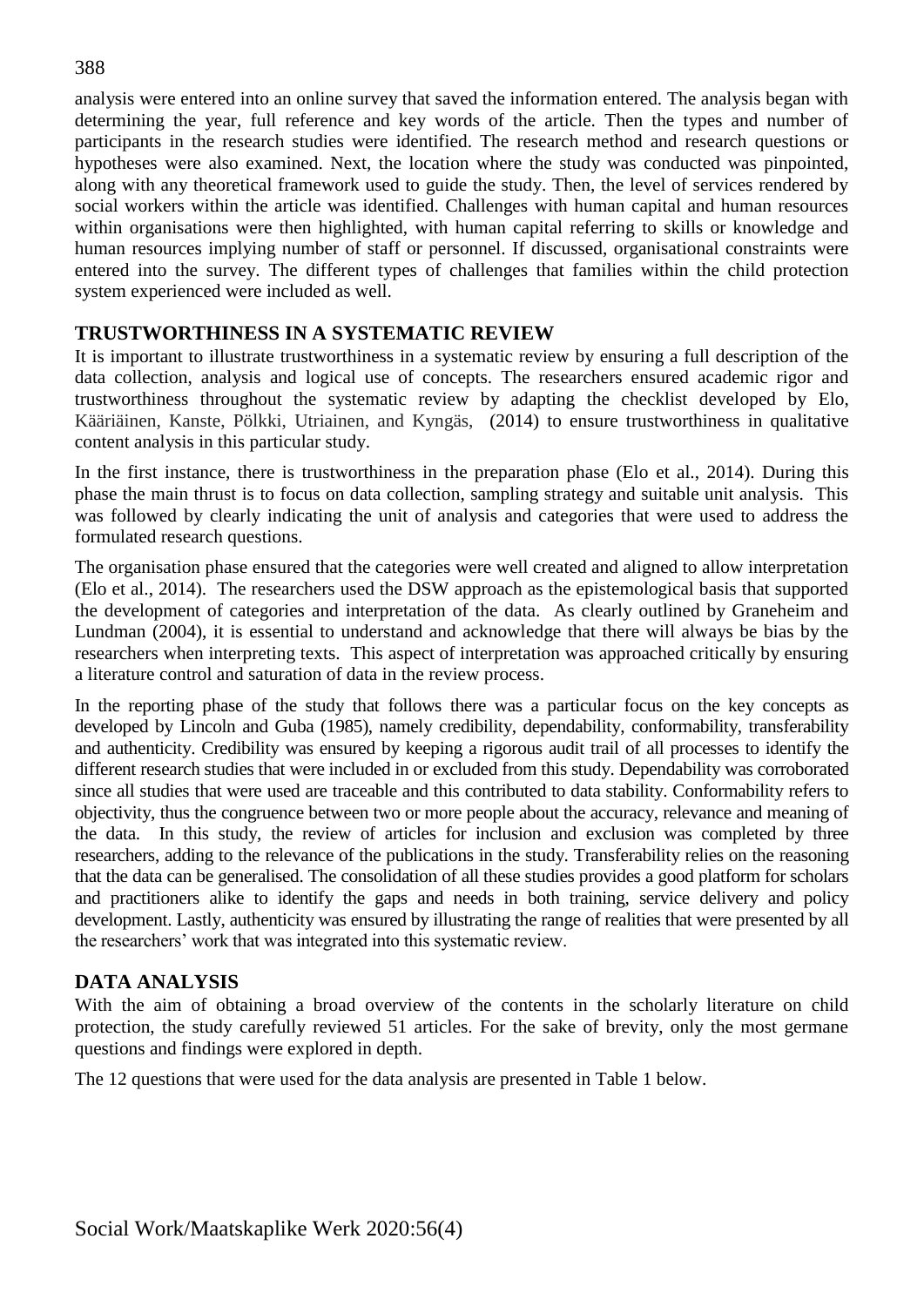analysis were entered into an online survey that saved the information entered. The analysis began with determining the year, full reference and key words of the article. Then the types and number of participants in the research studies were identified. The research method and research questions or hypotheses were also examined. Next, the location where the study was conducted was pinpointed, along with any theoretical framework used to guide the study. Then, the level of services rendered by social workers within the article was identified. Challenges with human capital and human resources within organisations were then highlighted, with human capital referring to skills or knowledge and human resources implying number of staff or personnel. If discussed, organisational constraints were entered into the survey. The different types of challenges that families within the child protection system experienced were included as well.

## TRUSTWORTHINESS IN A SYSTEMATIC REVIEW

It is important to illustrate trustworthiness in a systematic review by ensuring a full description of the data collection, analysis and logical use of concepts. The researchers ensured academic rigor and trustworthiness throughout the systematic review by adapting the checklist developed by Elo, Kääriäinen, Kanste, Pölkki, Utriainen, and Kyngäs, (2014) to ensure trustworthiness in qualitative content analysis in this particular study.

In the first instance, there is trustworthiness in the preparation phase (Elo et al., 2014). During this phase the main thrust is to focus on data collection, sampling strategy and suitable unit analysis. This was followed by clearly indicating the unit of analysis and categories that were used to address the formulated research questions.

The organisation phase ensured that the categories were well created and aligned to allow interpretation (Elo et al., 2014). The researchers used the DSW approach as the epistemological basis that supported the development of categories and interpretation of the data. As clearly outlined by Graneheim and Lundman (2004), it is essential to understand and acknowledge that there will always be bias by the researchers when interpreting texts. This aspect of interpretation was approached critically by ensuring a literature control and saturation of data in the review process.

In the reporting phase of the study that follows there was a particular focus on the key concepts as developed by Lincoln and Guba (1985), namely credibility, dependability, conformability, transferability and authenticity. Credibility was ensured by keeping a rigorous audit trail of all processes to identify the different research studies that were included in or excluded from this study. Dependability was corroborated since all studies that were used are traceable and this contributed to data stability. Conformability refers to objectivity, thus the congruence between two or more people about the accuracy, relevance and meaning of the data. In this study, the review of articles for inclusion and exclusion was completed by three researchers, adding to the relevance of the publications in the study. Transferability relies on the reasoning that the data can be generalised. The consolidation of all these studies provides a good platform for scholars and practitioners alike to identify the gaps and needs in both training, service delivery and policy development. Lastly, authenticity was ensured by illustrating the range of realities that were presented by all the researchers' work that was integrated into this systematic review.

## DATA ANALYSIS

With the aim of obtaining a broad overview of the contents in the scholarly literature on child protection, the study carefully reviewed 51 articles. For the sake of brevity, only the most germane questions and findings were explored in depth.

The 12 questions that were used for the data analysis are presented in Table 1 below.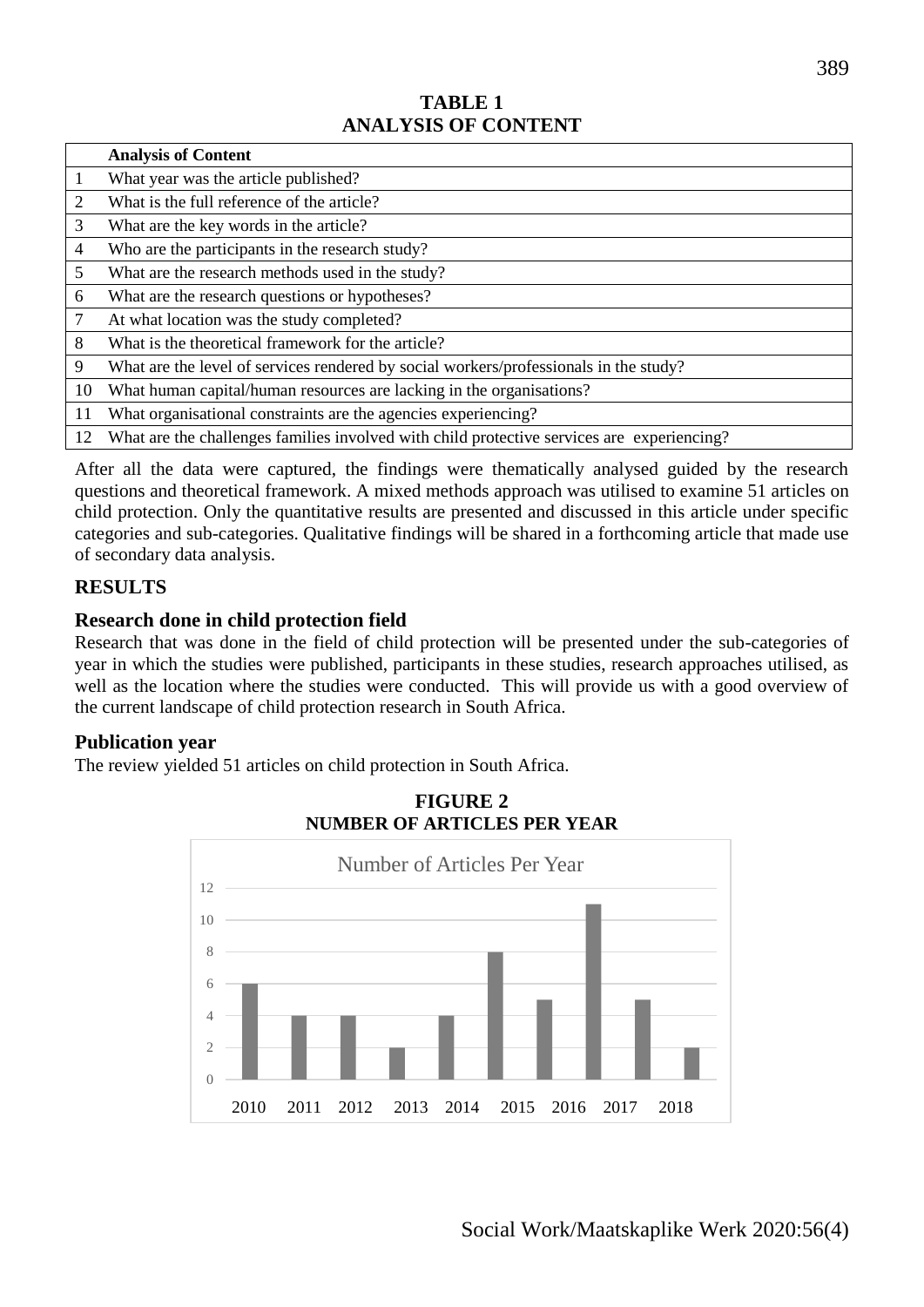**TABLE 1**
**ANALYSIS OF CONTENT**

| | Analysis of Content |
|---|---|
| 1 | What year was the article published? |
| 2 | What is the full reference of the article? |
| 3 | What are the key words in the article? |
| 4 | Who are the participants in the research study? |
| 5 | What are the research methods used in the study? |
| 6 | What are the research questions or hypotheses? |
| 7 | At what location was the study completed? |
| 8 | What is the theoretical framework for the article? |
| 9 | What are the level of services rendered by social workers/professionals in the study? |
| 10 | What human capital/human resources are lacking in the organisations? |
| 11 | What organisational constraints are the agencies experiencing? |
| 12 | What are the challenges families involved with child protective services are experiencing? |

After all the data were captured, the findings were thematically analysed guided by the research questions and theoretical framework. A mixed methods approach was utilised to examine 51 articles on child protection. Only the quantitative results are presented and discussed in this article under specific categories and sub-categories. Qualitative findings will be shared in a forthcoming article that made use of secondary data analysis.

## RESULTS

### Research done in child protection field

Research that was done in the field of child protection will be presented under the sub-categories of year in which the studies were published, participants in these studies, research approaches utilised, as well as the location where the studies were conducted. This will provide us with a good overview of the current landscape of child protection research in South Africa.

### Publication year

The review yielded 51 articles on child protection in South Africa.

**FIGURE 2**
**NUMBER OF ARTICLES PER YEAR**

Number of Articles Per Year

| Year | Number of articles |
|---|---|
| 2010 | 6 |
| 2011 | 4 |
| 2012 | 4 |
| 2013 | 2 |
| 2014 | 4 |
| 2015 | 8 |
| 2016 | 5 |
| 2017 | 11 |
| 2018 | 5 |
| | 2 |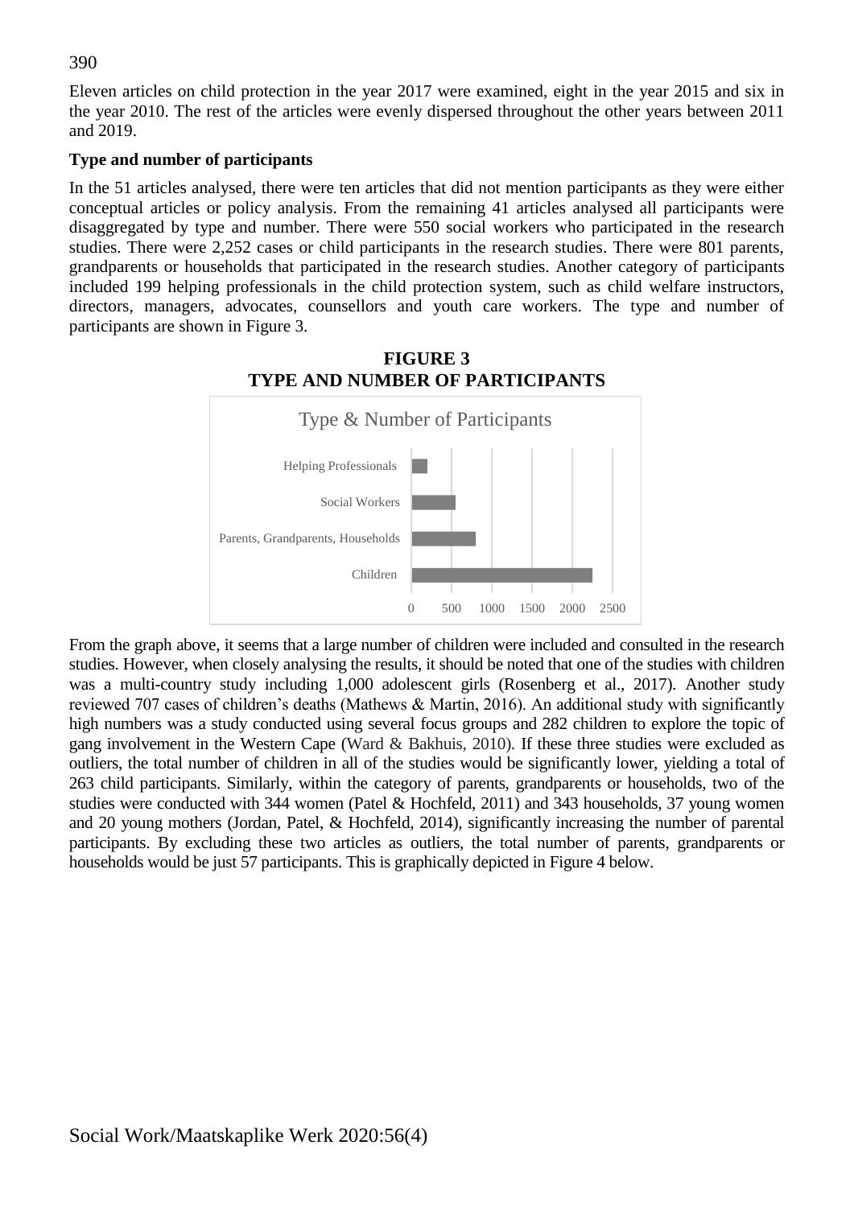Eleven articles on child protection in the year 2017 were examined, eight in the year 2015 and six in the year 2010. The rest of the articles were evenly dispersed throughout the other years between 2011 and 2019.

**Type and number of participants**

In the 51 articles analysed, there were ten articles that did not mention participants as they were either conceptual articles or policy analysis. From the remaining 41 articles analysed all participants were disaggregated by type and number. There were 550 social workers who participated in the research studies. There were 2,252 cases or child participants in the research studies. There were 801 parents, grandparents or households that participated in the research studies. Another category of participants included 199 helping professionals in the child protection system, such as child welfare instructors, directors, managers, advocates, counsellors and youth care workers. The type and number of participants are shown in Figure 3.

**FIGURE 3**
**TYPE AND NUMBER OF PARTICIPANTS**

Type & Number of Participants

| Category | Number |
|---|---|
| Helping Professionals | 199 |
| Social Workers | 550 |
| Parents, Grandparents, Households | 801 |
| Children | 2,252 |

From the graph above, it seems that a large number of children were included and consulted in the research studies. However, when closely analysing the results, it should be noted that one of the studies with children was a multi-country study including 1,000 adolescent girls (Rosenberg et al., 2017). Another study reviewed 707 cases of children's deaths (Mathews & Martin, 2016). An additional study with significantly high numbers was a study conducted using several focus groups and 282 children to explore the topic of gang involvement in the Western Cape (Ward & Bakhuis, 2010). If these three studies were excluded as outliers, the total number of children in all of the studies would be significantly lower, yielding a total of 263 child participants. Similarly, within the category of parents, grandparents or households, two of the studies were conducted with 344 women (Patel & Hochfeld, 2011) and 343 households, 37 young women and 20 young mothers (Jordan, Patel, & Hochfeld, 2014), significantly increasing the number of parental participants. By excluding these two articles as outliers, the total number of parents, grandparents or households would be just 57 participants. This is graphically depicted in Figure 4 below.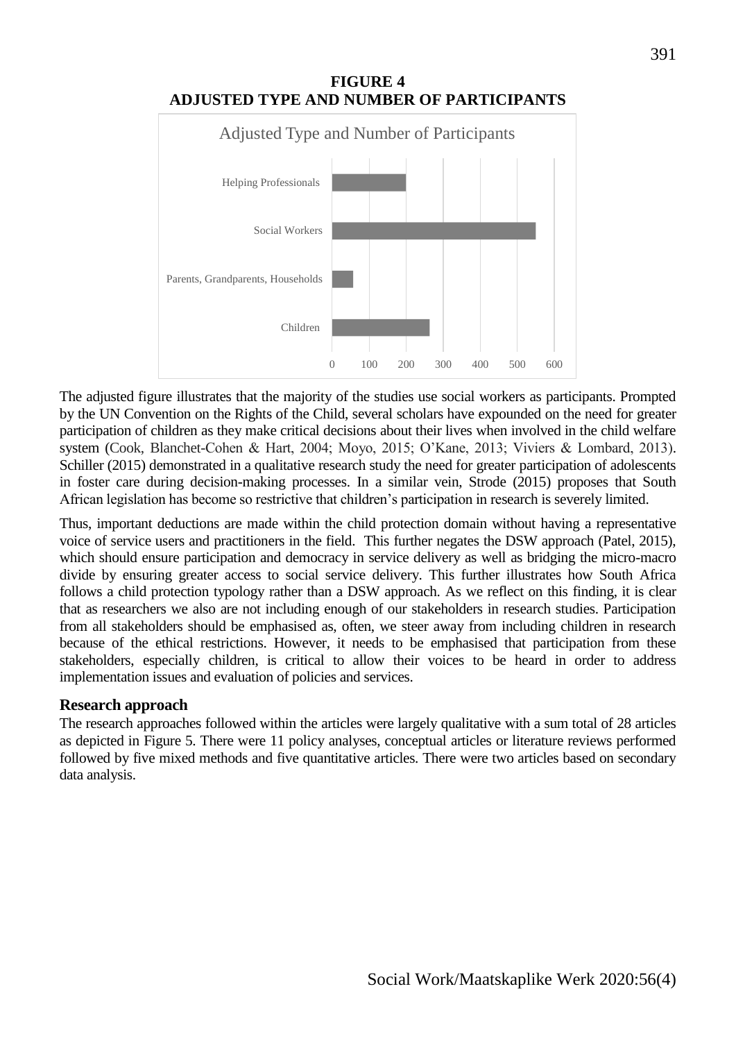**FIGURE 4**
**ADJUSTED TYPE AND NUMBER OF PARTICIPANTS**

The adjusted figure illustrates that the majority of the studies use social workers as participants. Prompted by the UN Convention on the Rights of the Child, several scholars have expounded on the need for greater participation of children as they make critical decisions about their lives when involved in the child welfare system (Cook, Blanchet-Cohen & Hart, 2004; Moyo, 2015; O'Kane, 2013; Viviers & Lombard, 2013). Schiller (2015) demonstrated in a qualitative research study the need for greater participation of adolescents in foster care during decision-making processes. In a similar vein, Strode (2015) proposes that South African legislation has become so restrictive that children's participation in research is severely limited.

Thus, important deductions are made within the child protection domain without having a representative voice of service users and practitioners in the field. This further negates the DSW approach (Patel, 2015), which should ensure participation and democracy in service delivery as well as bridging the micro-macro divide by ensuring greater access to social service delivery. This further illustrates how South Africa follows a child protection typology rather than a DSW approach. As we reflect on this finding, it is clear that as researchers we also are not including enough of our stakeholders in research studies. Participation from all stakeholders should be emphasised as, often, we steer away from including children in research because of the ethical restrictions. However, it needs to be emphasised that participation from these stakeholders, especially children, is critical to allow their voices to be heard in order to address implementation issues and evaluation of policies and services.

### Research approach

The research approaches followed within the articles were largely qualitative with a sum total of 28 articles as depicted in Figure 5. There were 11 policy analyses, conceptual articles or literature reviews performed followed by five mixed methods and five quantitative articles. There were two articles based on secondary data analysis.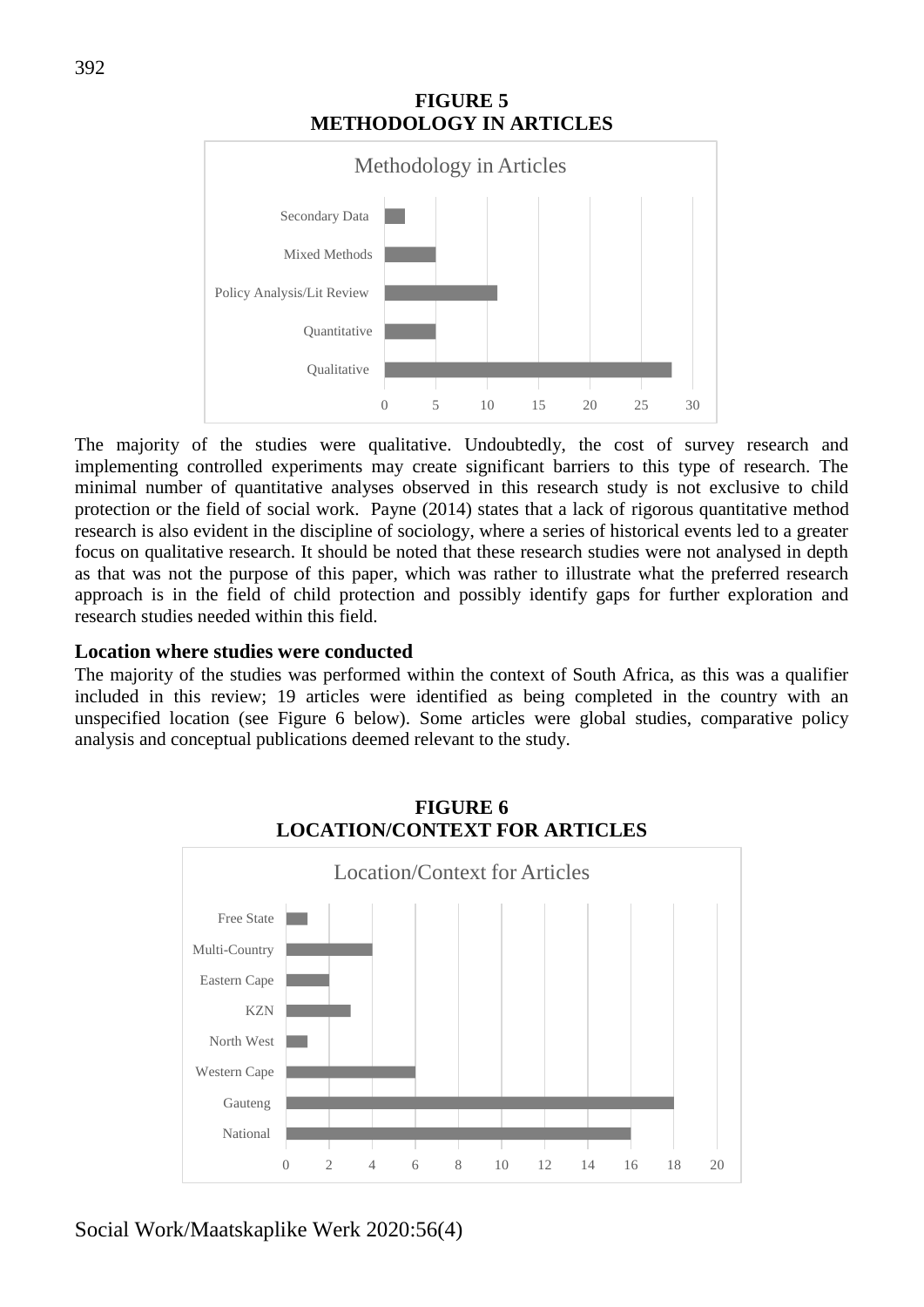**FIGURE 5**
**METHODOLOGY IN ARTICLES**

The majority of the studies were qualitative. Undoubtedly, the cost of survey research and implementing controlled experiments may create significant barriers to this type of research. The minimal number of quantitative analyses observed in this research study is not exclusive to child protection or the field of social work. Payne (2014) states that a lack of rigorous quantitative method research is also evident in the discipline of sociology, where a series of historical events led to a greater focus on qualitative research. It should be noted that these research studies were not analysed in depth as that was not the purpose of this paper, which was rather to illustrate what the preferred research approach is in the field of child protection and possibly identify gaps for further exploration and research studies needed within this field.

### Location where studies were conducted

The majority of the studies was performed within the context of South Africa, as this was a qualifier included in this review; 19 articles were identified as being completed in the country with an unspecified location (see Figure 6 below). Some articles were global studies, comparative policy analysis and conceptual publications deemed relevant to the study.

**FIGURE 6**
**LOCATION/CONTEXT FOR ARTICLES**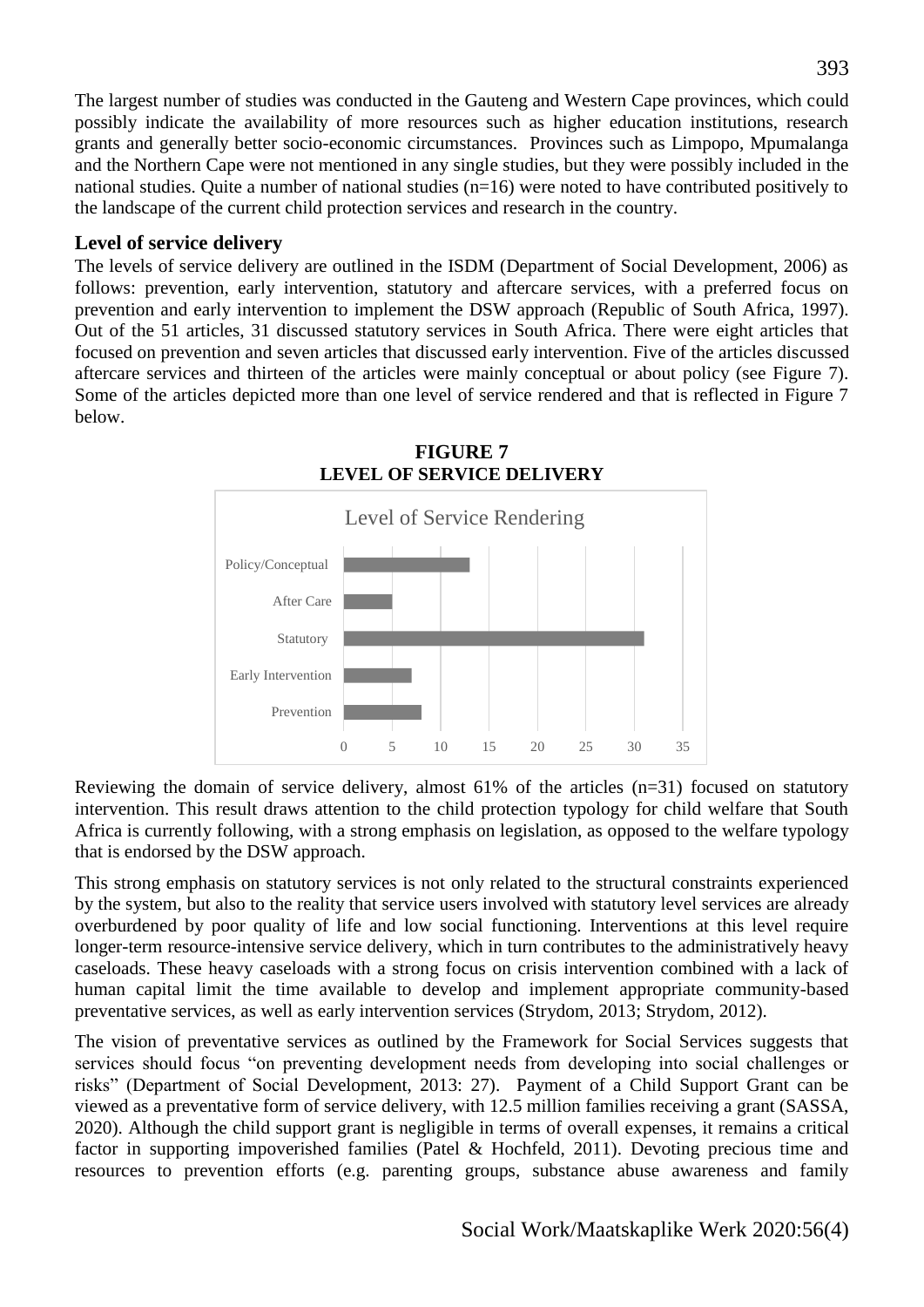The largest number of studies was conducted in the Gauteng and Western Cape provinces, which could possibly indicate the availability of more resources such as higher education institutions, research grants and generally better socio-economic circumstances. Provinces such as Limpopo, Mpumalanga and the Northern Cape were not mentioned in any single studies, but they were possibly included in the national studies. Quite a number of national studies (n=16) were noted to have contributed positively to the landscape of the current child protection services and research in the country.

## Level of service delivery

The levels of service delivery are outlined in the ISDM (Department of Social Development, 2006) as follows: prevention, early intervention, statutory and aftercare services, with a preferred focus on prevention and early intervention to implement the DSW approach (Republic of South Africa, 1997). Out of the 51 articles, 31 discussed statutory services in South Africa. There were eight articles that focused on prevention and seven articles that discussed early intervention. Five of the articles discussed aftercare services and thirteen of the articles were mainly conceptual or about policy (see Figure 7). Some of the articles depicted more than one level of service rendered and that is reflected in Figure 7 below.

**FIGURE 7**
**LEVEL OF SERVICE DELIVERY**

Level of Service Rendering

| Level | Number of articles |
|---|---|
| Policy/Conceptual | 13 |
| After Care | 5 |
| Statutory | 31 |
| Early Intervention | 7 |
| Prevention | 8 |

Reviewing the domain of service delivery, almost 61% of the articles (n=31) focused on statutory intervention. This result draws attention to the child protection typology for child welfare that South Africa is currently following, with a strong emphasis on legislation, as opposed to the welfare typology that is endorsed by the DSW approach.

This strong emphasis on statutory services is not only related to the structural constraints experienced by the system, but also to the reality that service users involved with statutory level services are already overburdened by poor quality of life and low social functioning. Interventions at this level require longer-term resource-intensive service delivery, which in turn contributes to the administratively heavy caseloads. These heavy caseloads with a strong focus on crisis intervention combined with a lack of human capital limit the time available to develop and implement appropriate community-based preventative services, as well as early intervention services (Strydom, 2013; Strydom, 2012).

The vision of preventative services as outlined by the Framework for Social Services suggests that services should focus "on preventing development needs from developing into social challenges or risks" (Department of Social Development, 2013: 27). Payment of a Child Support Grant can be viewed as a preventative form of service delivery, with 12.5 million families receiving a grant (SASSA, 2020). Although the child support grant is negligible in terms of overall expenses, it remains a critical factor in supporting impoverished families (Patel & Hochfeld, 2011). Devoting precious time and resources to prevention efforts (e.g. parenting groups, substance abuse awareness and family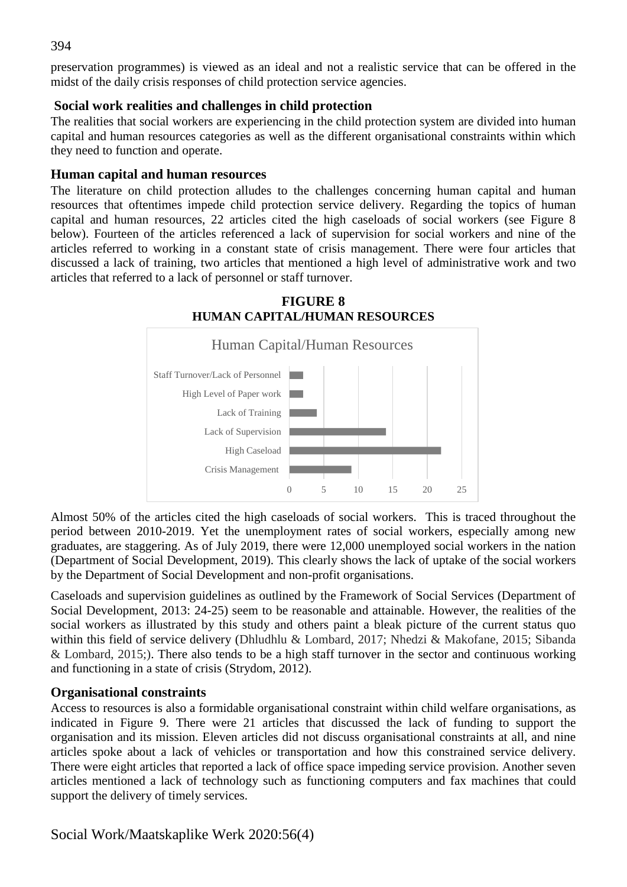preservation programmes) is viewed as an ideal and not a realistic service that can be offered in the midst of the daily crisis responses of child protection service agencies.

## Social work realities and challenges in child protection

The realities that social workers are experiencing in the child protection system are divided into human capital and human resources categories as well as the different organisational constraints within which they need to function and operate.

### Human capital and human resources

The literature on child protection alludes to the challenges concerning human capital and human resources that oftentimes impede child protection service delivery. Regarding the topics of human capital and human resources, 22 articles cited the high caseloads of social workers (see Figure 8 below). Fourteen of the articles referenced a lack of supervision for social workers and nine of the articles referred to working in a constant state of crisis management. There were four articles that discussed a lack of training, two articles that mentioned a high level of administrative work and two articles that referred to a lack of personnel or staff turnover.

**FIGURE 8**
**HUMAN CAPITAL/HUMAN RESOURCES**

Human Capital/Human Resources

| Category | Number of articles |
|---|---|
| Staff Turnover/Lack of Personnel | 2 |
| High Level of Paper work | 2 |
| Lack of Training | 4 |
| Lack of Supervision | 14 |
| High Caseload | 22 |
| Crisis Management | 9 |

Almost 50% of the articles cited the high caseloads of social workers. This is traced throughout the period between 2010-2019. Yet the unemployment rates of social workers, especially among new graduates, are staggering. As of July 2019, there were 12,000 unemployed social workers in the nation (Department of Social Development, 2019). This clearly shows the lack of uptake of the social workers by the Department of Social Development and non-profit organisations.

Caseloads and supervision guidelines as outlined by the Framework of Social Services (Department of Social Development, 2013: 24-25) seem to be reasonable and attainable. However, the realities of the social workers as illustrated by this study and others paint a bleak picture of the current status quo within this field of service delivery (Dhludhlu & Lombard, 2017; Nhedzi & Makofane, 2015; Sibanda & Lombard, 2015;). There also tends to be a high staff turnover in the sector and continuous working and functioning in a state of crisis (Strydom, 2012).

### Organisational constraints

Access to resources is also a formidable organisational constraint within child welfare organisations, as indicated in Figure 9. There were 21 articles that discussed the lack of funding to support the organisation and its mission. Eleven articles did not discuss organisational constraints at all, and nine articles spoke about a lack of vehicles or transportation and how this constrained service delivery. There were eight articles that reported a lack of office space impeding service provision. Another seven articles mentioned a lack of technology such as functioning computers and fax machines that could support the delivery of timely services.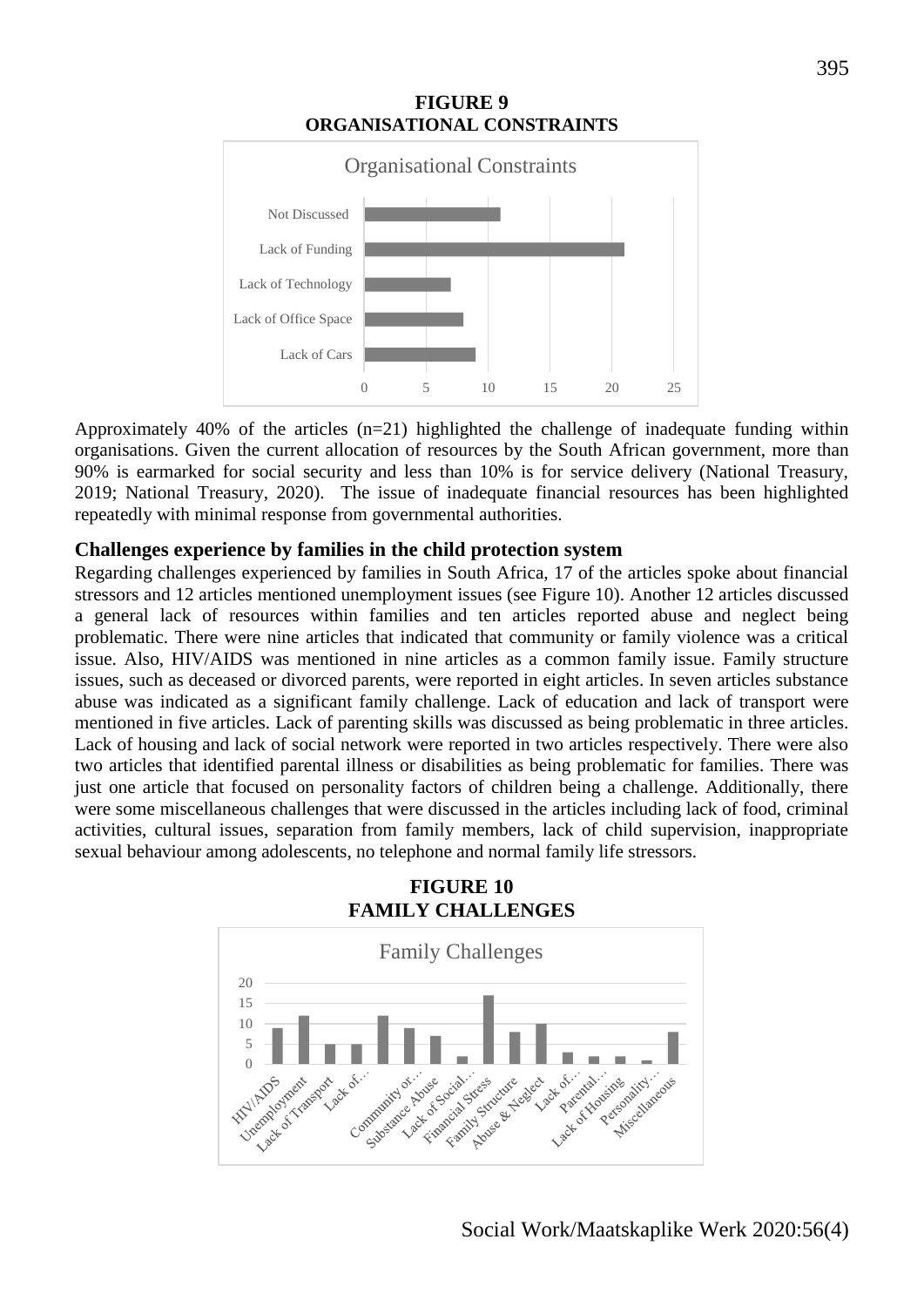**FIGURE 9**
**ORGANISATIONAL CONSTRAINTS**

Approximately 40% of the articles (n=21) highlighted the challenge of inadequate funding within organisations. Given the current allocation of resources by the South African government, more than 90% is earmarked for social security and less than 10% is for service delivery (National Treasury, 2019; National Treasury, 2020). The issue of inadequate financial resources has been highlighted repeatedly with minimal response from governmental authorities.

### Challenges experience by families in the child protection system

Regarding challenges experienced by families in South Africa, 17 of the articles spoke about financial stressors and 12 articles mentioned unemployment issues (see Figure 10). Another 12 articles discussed a general lack of resources within families and ten articles reported abuse and neglect being problematic. There were nine articles that indicated that community or family violence was a critical issue. Also, HIV/AIDS was mentioned in nine articles as a common family issue. Family structure issues, such as deceased or divorced parents, were reported in eight articles. In seven articles substance abuse was indicated as a significant family challenge. Lack of education and lack of transport were mentioned in five articles. Lack of parenting skills was discussed as being problematic in three articles. Lack of housing and lack of social network were reported in two articles respectively. There were also two articles that identified parental illness or disabilities as being problematic for families. There was just one article that focused on personality factors of children being a challenge. Additionally, there were some miscellaneous challenges that were discussed in the articles including lack of food, criminal activities, cultural issues, separation from family members, lack of child supervision, inappropriate sexual behaviour among adolescents, no telephone and normal family life stressors.

**FIGURE 10**
**FAMILY CHALLENGES**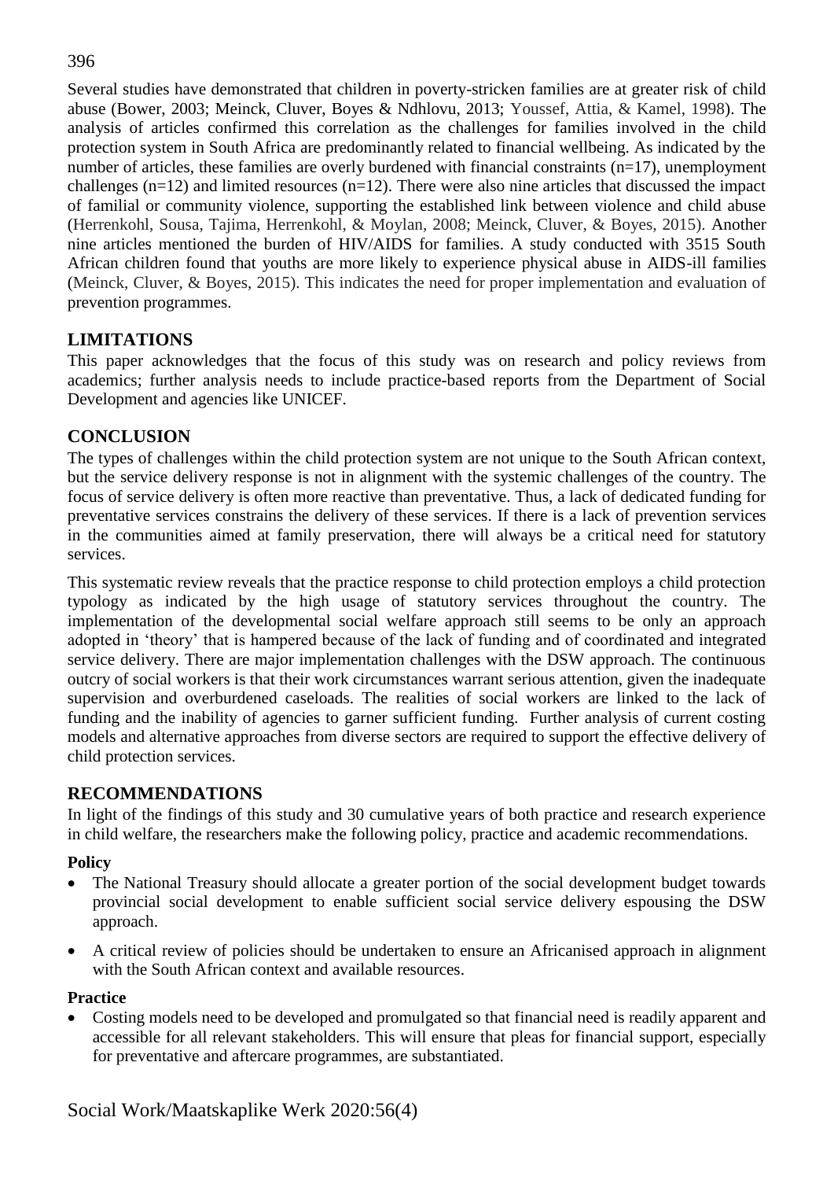Several studies have demonstrated that children in poverty-stricken families are at greater risk of child abuse (Bower, 2003; Meinck, Cluver, Boyes & Ndhlovu, 2013; Youssef, Attia, & Kamel, 1998). The analysis of articles confirmed this correlation as the challenges for families involved in the child protection system in South Africa are predominantly related to financial wellbeing. As indicated by the number of articles, these families are overly burdened with financial constraints (n=17), unemployment challenges (n=12) and limited resources (n=12). There were also nine articles that discussed the impact of familial or community violence, supporting the established link between violence and child abuse (Herrenkohl, Sousa, Tajima, Herrenkohl, & Moylan, 2008; Meinck, Cluver, & Boyes, 2015). Another nine articles mentioned the burden of HIV/AIDS for families. A study conducted with 3515 South African children found that youths are more likely to experience physical abuse in AIDS-ill families (Meinck, Cluver, & Boyes, 2015). This indicates the need for proper implementation and evaluation of prevention programmes.

## LIMITATIONS

This paper acknowledges that the focus of this study was on research and policy reviews from academics; further analysis needs to include practice-based reports from the Department of Social Development and agencies like UNICEF.

## CONCLUSION

The types of challenges within the child protection system are not unique to the South African context, but the service delivery response is not in alignment with the systemic challenges of the country. The focus of service delivery is often more reactive than preventative. Thus, a lack of dedicated funding for preventative services constrains the delivery of these services. If there is a lack of prevention services in the communities aimed at family preservation, there will always be a critical need for statutory services.

This systematic review reveals that the practice response to child protection employs a child protection typology as indicated by the high usage of statutory services throughout the country. The implementation of the developmental social welfare approach still seems to be only an approach adopted in 'theory' that is hampered because of the lack of funding and of coordinated and integrated service delivery. There are major implementation challenges with the DSW approach. The continuous outcry of social workers is that their work circumstances warrant serious attention, given the inadequate supervision and overburdened caseloads. The realities of social workers are linked to the lack of funding and the inability of agencies to garner sufficient funding. Further analysis of current costing models and alternative approaches from diverse sectors are required to support the effective delivery of child protection services.

## RECOMMENDATIONS

In light of the findings of this study and 30 cumulative years of both practice and research experience in child welfare, the researchers make the following policy, practice and academic recommendations.

### Policy

- The National Treasury should allocate a greater portion of the social development budget towards provincial social development to enable sufficient social service delivery espousing the DSW approach.
- A critical review of policies should be undertaken to ensure an Africanised approach in alignment with the South African context and available resources.

### Practice

- Costing models need to be developed and promulgated so that financial need is readily apparent and accessible for all relevant stakeholders. This will ensure that pleas for financial support, especially for preventative and aftercare programmes, are substantiated.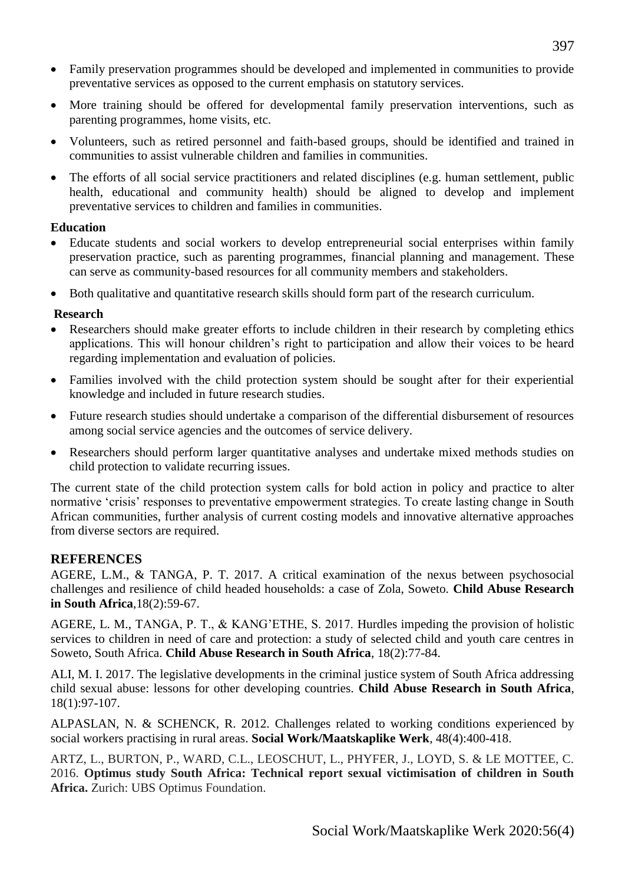- Family preservation programmes should be developed and implemented in communities to provide preventative services as opposed to the current emphasis on statutory services.
- More training should be offered for developmental family preservation interventions, such as parenting programmes, home visits, etc.
- Volunteers, such as retired personnel and faith-based groups, should be identified and trained in communities to assist vulnerable children and families in communities.
- The efforts of all social service practitioners and related disciplines (e.g. human settlement, public health, educational and community health) should be aligned to develop and implement preventative services to children and families in communities.

**Education**

- Educate students and social workers to develop entrepreneurial social enterprises within family preservation practice, such as parenting programmes, financial planning and management. These can serve as community-based resources for all community members and stakeholders.
- Both qualitative and quantitative research skills should form part of the research curriculum.

**Research**

- Researchers should make greater efforts to include children in their research by completing ethics applications. This will honour children's right to participation and allow their voices to be heard regarding implementation and evaluation of policies.
- Families involved with the child protection system should be sought after for their experiential knowledge and included in future research studies.
- Future research studies should undertake a comparison of the differential disbursement of resources among social service agencies and the outcomes of service delivery.
- Researchers should perform larger quantitative analyses and undertake mixed methods studies on child protection to validate recurring issues.

The current state of the child protection system calls for bold action in policy and practice to alter normative 'crisis' responses to preventative empowerment strategies. To create lasting change in South African communities, further analysis of current costing models and innovative alternative approaches from diverse sectors are required.

## REFERENCES

AGERE, L.M., & TANGA, P. T. 2017. A critical examination of the nexus between psychosocial challenges and resilience of child headed households: a case of Zola, Soweto. **Child Abuse Research in South Africa**,18(2):59-67.

AGERE, L. M., TANGA, P. T., & KANG'ETHE, S. 2017. Hurdles impeding the provision of holistic services to children in need of care and protection: a study of selected child and youth care centres in Soweto, South Africa. **Child Abuse Research in South Africa**, 18(2):77-84.

ALI, M. I. 2017. The legislative developments in the criminal justice system of South Africa addressing child sexual abuse: lessons for other developing countries. **Child Abuse Research in South Africa**, 18(1):97-107.

ALPASLAN, N. & SCHENCK, R. 2012. Challenges related to working conditions experienced by social workers practising in rural areas. **Social Work/Maatskaplike Werk**, 48(4):400-418.

ARTZ, L., BURTON, P., WARD, C.L., LEOSCHUT, L., PHYFER, J., LOYD, S. & LE MOTTEE, C. 2016. **Optimus study South Africa: Technical report sexual victimisation of children in South Africa.** Zurich: UBS Optimus Foundation.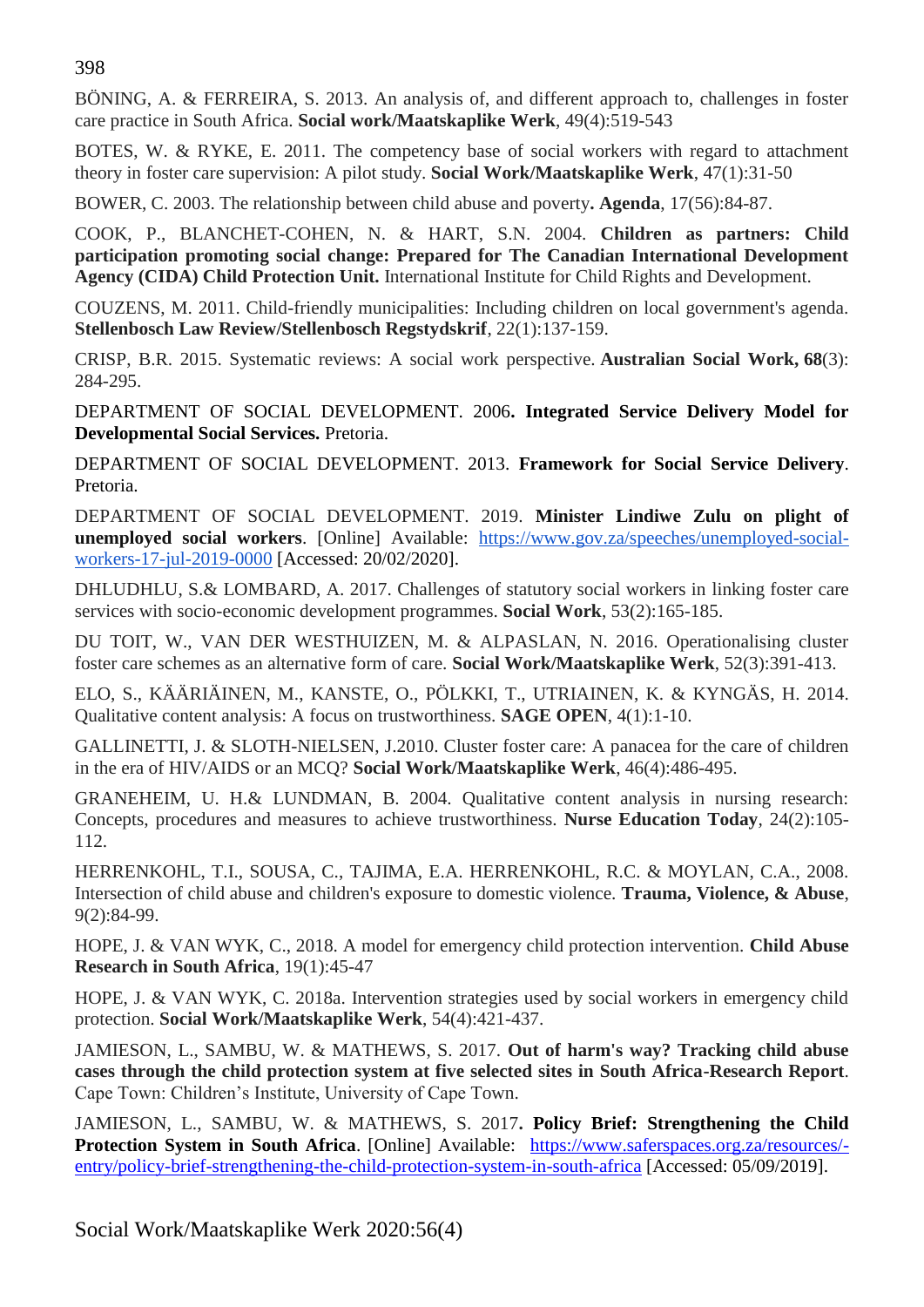BÖNING, A. & FERREIRA, S. 2013. An analysis of, and different approach to, challenges in foster care practice in South Africa. **Social work/Maatskaplike Werk**, 49(4):519-543

BOTES, W. & RYKE, E. 2011. The competency base of social workers with regard to attachment theory in foster care supervision: A pilot study. **Social Work/Maatskaplike Werk**, 47(1):31-50

BOWER, C. 2003. The relationship between child abuse and poverty**. Agenda**, 17(56):84-87.

COOK, P., BLANCHET-COHEN, N. & HART, S.N. 2004. **Children as partners: Child participation promoting social change: Prepared for The Canadian International Development Agency (CIDA) Child Protection Unit.** International Institute for Child Rights and Development.

COUZENS, M. 2011. Child-friendly municipalities: Including children on local government's agenda. **Stellenbosch Law Review/Stellenbosch Regstydskrif**, 22(1):137-159.

CRISP, B.R. 2015. Systematic reviews: A social work perspective. **Australian Social Work, 68**(3): 284-295.

DEPARTMENT OF SOCIAL DEVELOPMENT. 2006**. Integrated Service Delivery Model for Developmental Social Services.** Pretoria.

DEPARTMENT OF SOCIAL DEVELOPMENT. 2013. **Framework for Social Service Delivery**. Pretoria.

DEPARTMENT OF SOCIAL DEVELOPMENT. 2019. **Minister Lindiwe Zulu on plight of unemployed social workers**. [Online] Available: https://www.gov.za/speeches/unemployed-social-workers-17-jul-2019-0000 [Accessed: 20/02/2020].

DHLUDHLU, S.& LOMBARD, A. 2017. Challenges of statutory social workers in linking foster care services with socio-economic development programmes. **Social Work**, 53(2):165-185.

DU TOIT, W., VAN DER WESTHUIZEN, M. & ALPASLAN, N. 2016. Operationalising cluster foster care schemes as an alternative form of care. **Social Work/Maatskaplike Werk**, 52(3):391-413.

ELO, S., KÄÄRIÄINEN, M., KANSTE, O., PÖLKKI, T., UTRIAINEN, K. & KYNGÄS, H. 2014. Qualitative content analysis: A focus on trustworthiness. **SAGE OPEN**, 4(1):1-10.

GALLINETTI, J. & SLOTH-NIELSEN, J.2010. Cluster foster care: A panacea for the care of children in the era of HIV/AIDS or an MCQ? **Social Work/Maatskaplike Werk**, 46(4):486-495.

GRANEHEIM, U. H.& LUNDMAN, B. 2004. Qualitative content analysis in nursing research: Concepts, procedures and measures to achieve trustworthiness. **Nurse Education Today**, 24(2):105-112.

HERRENKOHL, T.I., SOUSA, C., TAJIMA, E.A. HERRENKOHL, R.C. & MOYLAN, C.A., 2008. Intersection of child abuse and children's exposure to domestic violence. **Trauma, Violence, & Abuse**, 9(2):84-99.

HOPE, J. & VAN WYK, C., 2018. A model for emergency child protection intervention. **Child Abuse Research in South Africa**, 19(1):45-47

HOPE, J. & VAN WYK, C. 2018a. Intervention strategies used by social workers in emergency child protection. **Social Work/Maatskaplike Werk**, 54(4):421-437.

JAMIESON, L., SAMBU, W. & MATHEWS, S. 2017. **Out of harm's way? Tracking child abuse cases through the child protection system at five selected sites in South Africa-Research Report**. Cape Town: Children's Institute, University of Cape Town.

JAMIESON, L., SAMBU, W. & MATHEWS, S. 2017**. Policy Brief: Strengthening the Child Protection System in South Africa**. [Online] Available: https://www.saferspaces.org.za/resources/-entry/policy-brief-strengthening-the-child-protection-system-in-south-africa [Accessed: 05/09/2019].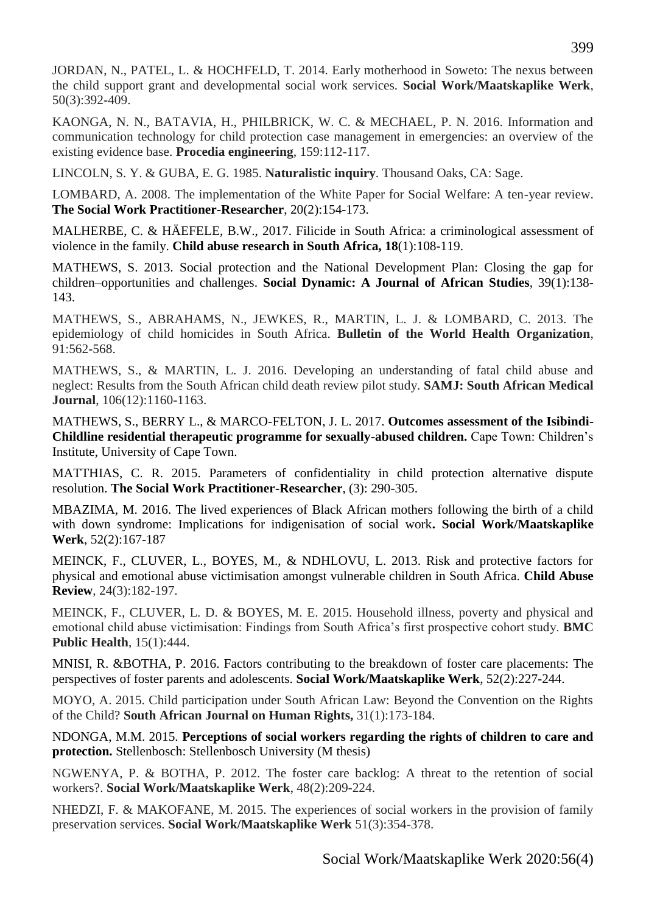JORDAN, N., PATEL, L. & HOCHFELD, T. 2014. Early motherhood in Soweto: The nexus between the child support grant and developmental social work services. **Social Work/Maatskaplike Werk**, 50(3):392-409.

KAONGA, N. N., BATAVIA, H., PHILBRICK, W. C. & MECHAEL, P. N. 2016. Information and communication technology for child protection case management in emergencies: an overview of the existing evidence base. **Procedia engineering**, 159:112-117.

LINCOLN, S. Y. & GUBA, E. G. 1985. **Naturalistic inquiry**. Thousand Oaks, CA: Sage.

LOMBARD, A. 2008. The implementation of the White Paper for Social Welfare: A ten-year review. **The Social Work Practitioner-Researcher**, 20(2):154-173.

MALHERBE, C. & HÄEFELE, B.W., 2017. Filicide in South Africa: a criminological assessment of violence in the family. **Child abuse research in South Africa, 18**(1):108-119.

MATHEWS, S. 2013. Social protection and the National Development Plan: Closing the gap for children–opportunities and challenges. **Social Dynamic: A Journal of African Studies**, 39(1):138-143.

MATHEWS, S., ABRAHAMS, N., JEWKES, R., MARTIN, L. J. & LOMBARD, C. 2013. The epidemiology of child homicides in South Africa. **Bulletin of the World Health Organization**, 91:562-568.

MATHEWS, S., & MARTIN, L. J. 2016. Developing an understanding of fatal child abuse and neglect: Results from the South African child death review pilot study. **SAMJ: South African Medical Journal**, 106(12):1160-1163.

MATHEWS, S., BERRY L., & MARCO-FELTON, J. L. 2017. **Outcomes assessment of the Isibindi-Childline residential therapeutic programme for sexually-abused children.** Cape Town: Children's Institute, University of Cape Town.

MATTHIAS, C. R. 2015. Parameters of confidentiality in child protection alternative dispute resolution. **The Social Work Practitioner-Researcher**, (3): 290-305.

MBAZIMA, M. 2016. The lived experiences of Black African mothers following the birth of a child with down syndrome: Implications for indigenisation of social work**. Social Work/Maatskaplike Werk**, 52(2):167-187

MEINCK, F., CLUVER, L., BOYES, M., & NDHLOVU, L. 2013. Risk and protective factors for physical and emotional abuse victimisation amongst vulnerable children in South Africa. **Child Abuse Review**, 24(3):182-197.

MEINCK, F., CLUVER, L. D. & BOYES, M. E. 2015. Household illness, poverty and physical and emotional child abuse victimisation: Findings from South Africa's first prospective cohort study. **BMC Public Health**, 15(1):444.

MNISI, R. &BOTHA, P. 2016. Factors contributing to the breakdown of foster care placements: The perspectives of foster parents and adolescents. **Social Work/Maatskaplike Werk**, 52(2):227-244.

MOYO, A. 2015. Child participation under South African Law: Beyond the Convention on the Rights of the Child? **South African Journal on Human Rights,** 31(1):173-184.

NDONGA, M.M. 2015. **Perceptions of social workers regarding the rights of children to care and protection.** Stellenbosch: Stellenbosch University (M thesis)

NGWENYA, P. & BOTHA, P. 2012. The foster care backlog: A threat to the retention of social workers?. **Social Work/Maatskaplike Werk**, 48(2):209-224.

NHEDZI, F. & MAKOFANE, M. 2015. The experiences of social workers in the provision of family preservation services. **Social Work/Maatskaplike Werk** 51(3):354-378.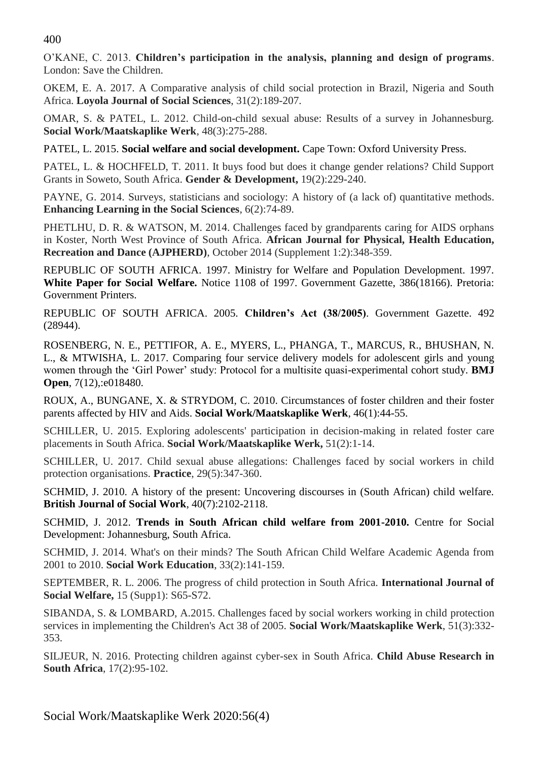O'KANE, C. 2013. **Children's participation in the analysis, planning and design of programs**. London: Save the Children.

OKEM, E. A. 2017. A Comparative analysis of child social protection in Brazil, Nigeria and South Africa. **Loyola Journal of Social Sciences**, 31(2):189-207.

OMAR, S. & PATEL, L. 2012. Child-on-child sexual abuse: Results of a survey in Johannesburg. **Social Work/Maatskaplike Werk**, 48(3):275-288.

PATEL, L. 2015. **Social welfare and social development.** Cape Town: Oxford University Press.

PATEL, L. & HOCHFELD, T. 2011. It buys food but does it change gender relations? Child Support Grants in Soweto, South Africa. **Gender & Development,** 19(2):229-240.

PAYNE, G. 2014. Surveys, statisticians and sociology: A history of (a lack of) quantitative methods. **Enhancing Learning in the Social Sciences**, 6(2):74-89.

PHETLHU, D. R. & WATSON, M. 2014. Challenges faced by grandparents caring for AIDS orphans in Koster, North West Province of South Africa. **African Journal for Physical, Health Education, Recreation and Dance (AJPHERD)**, October 2014 (Supplement 1:2):348-359.

REPUBLIC OF SOUTH AFRICA. 1997. Ministry for Welfare and Population Development. 1997. **White Paper for Social Welfare.** Notice 1108 of 1997. Government Gazette, 386(18166). Pretoria: Government Printers.

REPUBLIC OF SOUTH AFRICA. 2005. **Children's Act (38/2005)**. Government Gazette. 492 (28944).

ROSENBERG, N. E., PETTIFOR, A. E., MYERS, L., PHANGA, T., MARCUS, R., BHUSHAN, N. L., & MTWISHA, L. 2017. Comparing four service delivery models for adolescent girls and young women through the 'Girl Power' study: Protocol for a multisite quasi-experimental cohort study. **BMJ Open**, 7(12),:e018480.

ROUX, A., BUNGANE, X. & STRYDOM, C. 2010. Circumstances of foster children and their foster parents affected by HIV and Aids. **Social Work/Maatskaplike Werk**, 46(1):44-55.

SCHILLER, U. 2015. Exploring adolescents' participation in decision-making in related foster care placements in South Africa. **Social Work/Maatskaplike Werk,** 51(2):1-14.

SCHILLER, U. 2017. Child sexual abuse allegations: Challenges faced by social workers in child protection organisations. **Practice**, 29(5):347-360.

SCHMID, J. 2010. A history of the present: Uncovering discourses in (South African) child welfare. **British Journal of Social Work**, 40(7):2102-2118.

SCHMID, J. 2012. **Trends in South African child welfare from 2001-2010.** Centre for Social Development: Johannesburg, South Africa.

SCHMID, J. 2014. What's on their minds? The South African Child Welfare Academic Agenda from 2001 to 2010. **Social Work Education**, 33(2):141-159.

SEPTEMBER, R. L. 2006. The progress of child protection in South Africa. **International Journal of Social Welfare,** 15 (Supp1): S65-S72.

SIBANDA, S. & LOMBARD, A.2015. Challenges faced by social workers working in child protection services in implementing the Children's Act 38 of 2005. **Social Work/Maatskaplike Werk**, 51(3):332-353.

SILJEUR, N. 2016. Protecting children against cyber-sex in South Africa. **Child Abuse Research in South Africa**, 17(2):95-102.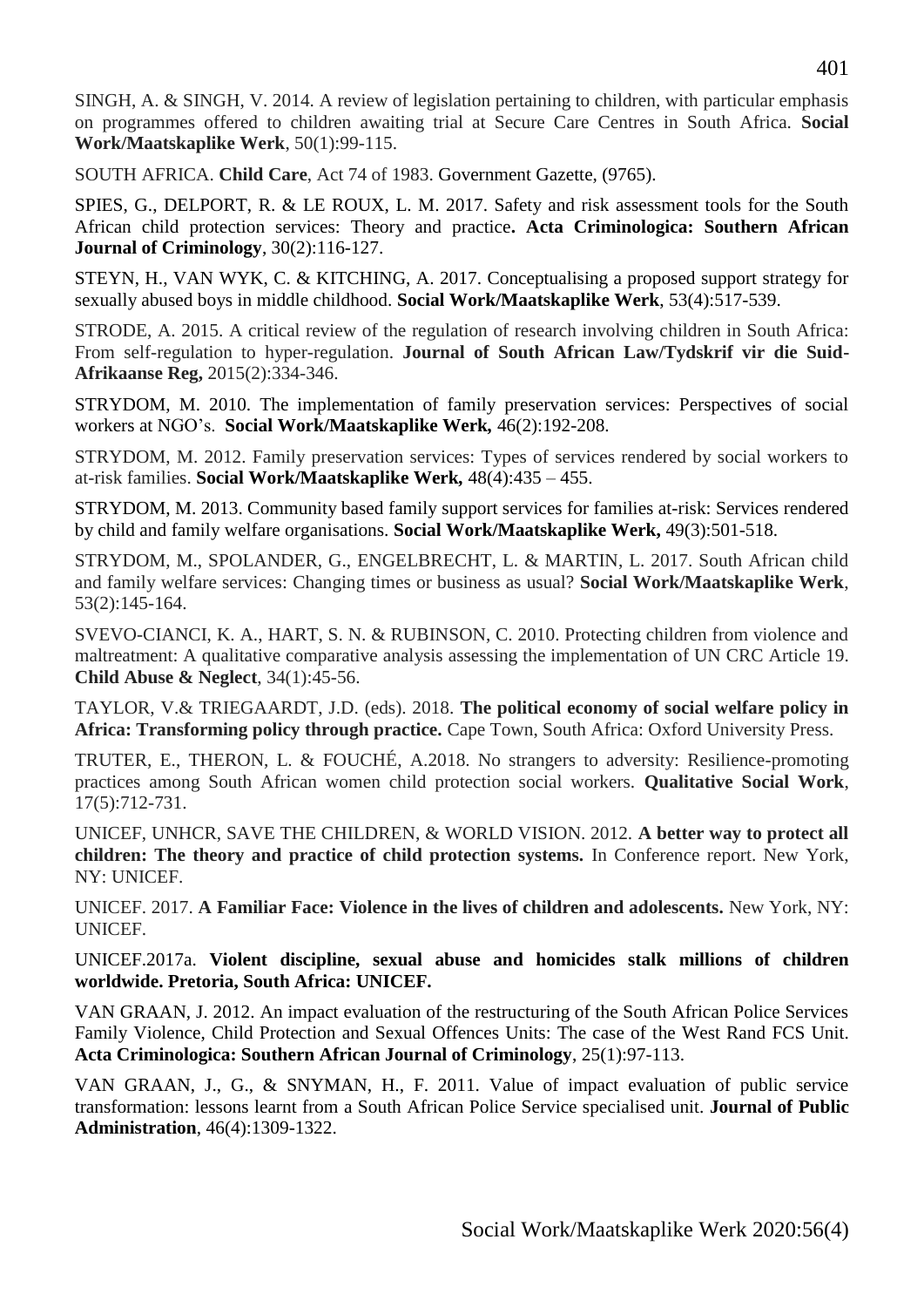SINGH, A. & SINGH, V. 2014. A review of legislation pertaining to children, with particular emphasis on programmes offered to children awaiting trial at Secure Care Centres in South Africa. **Social Work/Maatskaplike Werk**, 50(1):99-115.

SOUTH AFRICA. **Child Care**, Act 74 of 1983. Government Gazette, (9765).

SPIES, G., DELPORT, R. & LE ROUX, L. M. 2017. Safety and risk assessment tools for the South African child protection services: Theory and practice**. Acta Criminologica: Southern African Journal of Criminology**, 30(2):116-127.

STEYN, H., VAN WYK, C. & KITCHING, A. 2017. Conceptualising a proposed support strategy for sexually abused boys in middle childhood. **Social Work/Maatskaplike Werk**, 53(4):517-539.

STRODE, A. 2015. A critical review of the regulation of research involving children in South Africa: From self-regulation to hyper-regulation. **Journal of South African Law/Tydskrif vir die Suid-Afrikaanse Reg,** 2015(2):334-346.

STRYDOM, M. 2010. The implementation of family preservation services: Perspectives of social workers at NGO's. **Social Work/Maatskaplike Werk,** 46(2):192-208.

STRYDOM, M. 2012. Family preservation services: Types of services rendered by social workers to at-risk families. **Social Work/Maatskaplike Werk,** 48(4):435 – 455.

STRYDOM, M. 2013. Community based family support services for families at-risk: Services rendered by child and family welfare organisations. **Social Work/Maatskaplike Werk,** 49(3):501-518.

STRYDOM, M., SPOLANDER, G., ENGELBRECHT, L. & MARTIN, L. 2017. South African child and family welfare services: Changing times or business as usual? **Social Work/Maatskaplike Werk**, 53(2):145-164.

SVEVO-CIANCI, K. A., HART, S. N. & RUBINSON, C. 2010. Protecting children from violence and maltreatment: A qualitative comparative analysis assessing the implementation of UN CRC Article 19. **Child Abuse & Neglect**, 34(1):45-56.

TAYLOR, V.& TRIEGAARDT, J.D. (eds). 2018. **The political economy of social welfare policy in Africa: Transforming policy through practice.** Cape Town, South Africa: Oxford University Press.

TRUTER, E., THERON, L. & FOUCHÉ, A.2018. No strangers to adversity: Resilience-promoting practices among South African women child protection social workers. **Qualitative Social Work**, 17(5):712-731.

UNICEF, UNHCR, SAVE THE CHILDREN, & WORLD VISION. 2012. **A better way to protect all children: The theory and practice of child protection systems.** In Conference report. New York, NY: UNICEF.

UNICEF. 2017. **A Familiar Face: Violence in the lives of children and adolescents.** New York, NY: UNICEF.

UNICEF.2017a. **Violent discipline, sexual abuse and homicides stalk millions of children worldwide. Pretoria, South Africa: UNICEF.**

VAN GRAAN, J. 2012. An impact evaluation of the restructuring of the South African Police Services Family Violence, Child Protection and Sexual Offences Units: The case of the West Rand FCS Unit. **Acta Criminologica: Southern African Journal of Criminology**, 25(1):97-113.

VAN GRAAN, J., G., & SNYMAN, H., F. 2011. Value of impact evaluation of public service transformation: lessons learnt from a South African Police Service specialised unit. **Journal of Public Administration**, 46(4):1309-1322.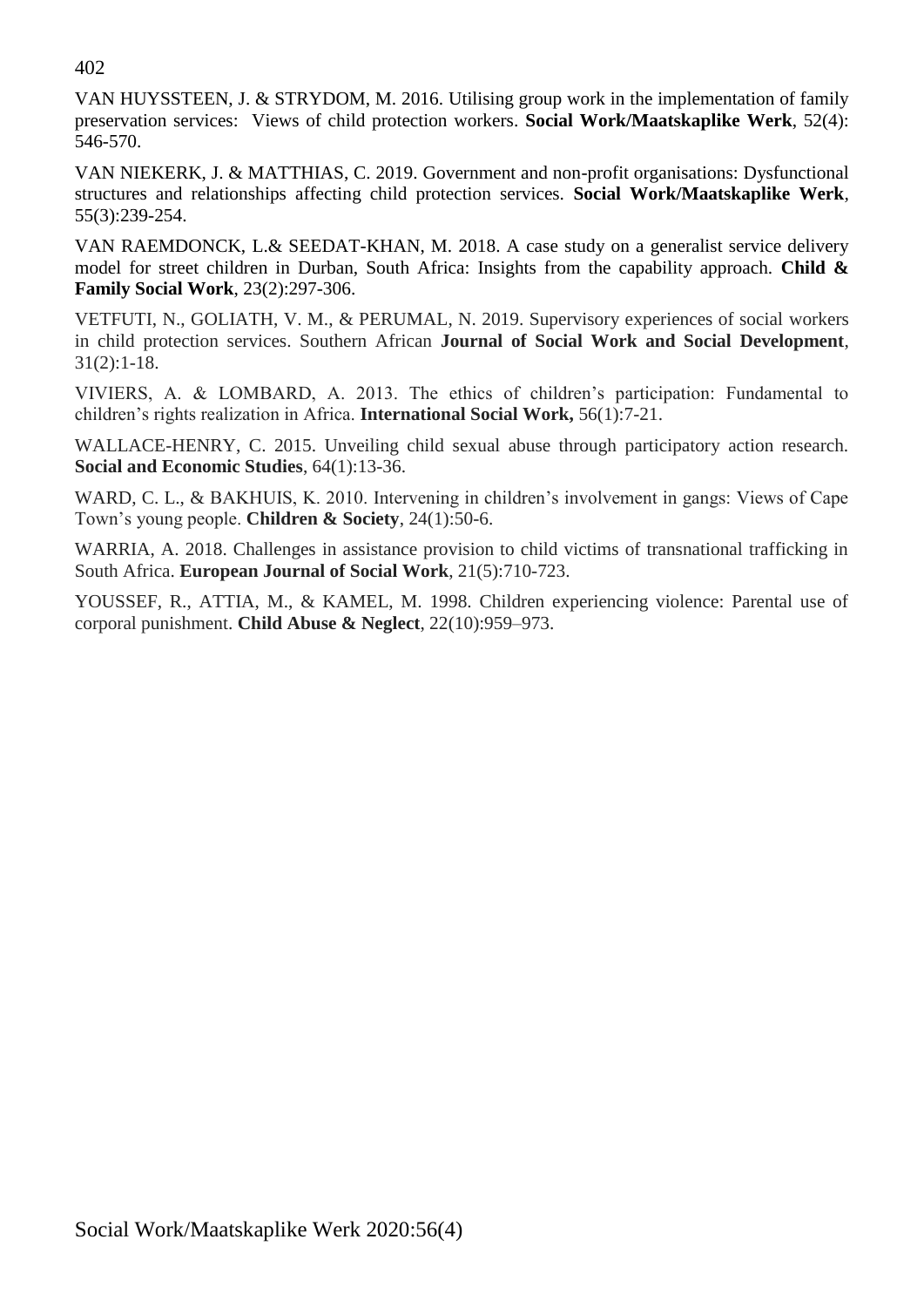VAN HUYSSTEEN, J. & STRYDOM, M. 2016. Utilising group work in the implementation of family preservation services: Views of child protection workers. **Social Work/Maatskaplike Werk**, 52(4): 546-570.

VAN NIEKERK, J. & MATTHIAS, C. 2019. Government and non-profit organisations: Dysfunctional structures and relationships affecting child protection services. **Social Work/Maatskaplike Werk**, 55(3):239-254.

VAN RAEMDONCK, L.& SEEDAT-KHAN, M. 2018. A case study on a generalist service delivery model for street children in Durban, South Africa: Insights from the capability approach. **Child & Family Social Work**, 23(2):297-306.

VETFUTI, N., GOLIATH, V. M., & PERUMAL, N. 2019. Supervisory experiences of social workers in child protection services. Southern African **Journal of Social Work and Social Development**, 31(2):1-18.

VIVIERS, A. & LOMBARD, A. 2013. The ethics of children's participation: Fundamental to children's rights realization in Africa. **International Social Work,** 56(1):7-21.

WALLACE-HENRY, C. 2015. Unveiling child sexual abuse through participatory action research. **Social and Economic Studies**, 64(1):13-36.

WARD, C. L., & BAKHUIS, K. 2010. Intervening in children's involvement in gangs: Views of Cape Town's young people. **Children & Society**, 24(1):50-6.

WARRIA, A. 2018. Challenges in assistance provision to child victims of transnational trafficking in South Africa. **European Journal of Social Work**, 21(5):710-723.

YOUSSEF, R., ATTIA, M., & KAMEL, M. 1998. Children experiencing violence: Parental use of corporal punishment. **Child Abuse & Neglect**, 22(10):959–973.